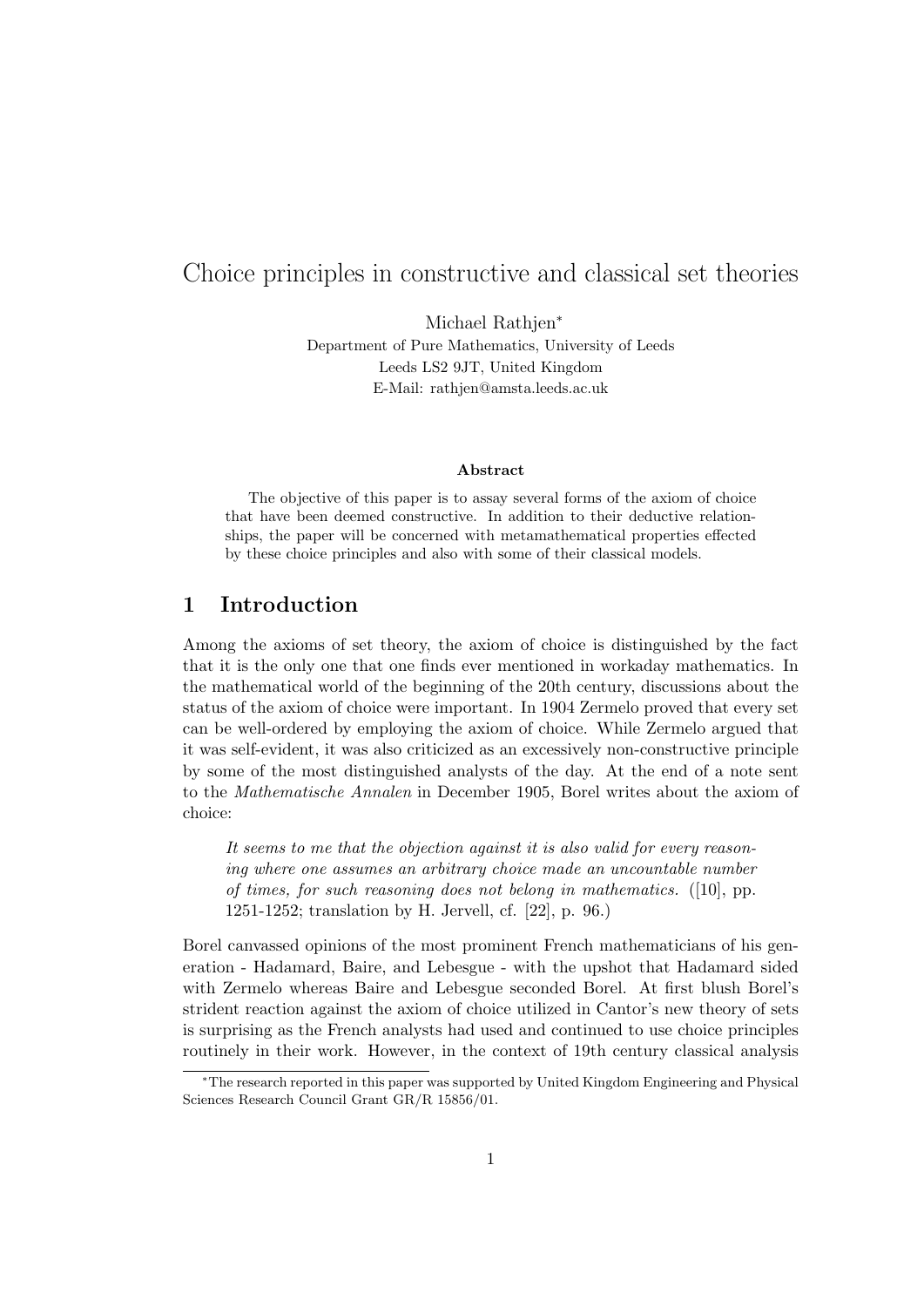# Choice principles in constructive and classical set theories

Michael Rathjen*

Department of Pure Mathematics, University of Leeds
Leeds LS2 9JT, United Kingdom
E-Mail: rathjen@amsta.leeds.ac.uk

### Abstract

The objective of this paper is to assay several forms of the axiom of choice that have been deemed constructive. In addition to their deductive relationships, the paper will be concerned with metamathematical properties effected by these choice principles and also with some of their classical models.

## 1 Introduction

Among the axioms of set theory, the axiom of choice is distinguished by the fact that it is the only one that one finds ever mentioned in workaday mathematics. In the mathematical world of the beginning of the 20th century, discussions about the status of the axiom of choice were important. In 1904 Zermelo proved that every set can be well-ordered by employing the axiom of choice. While Zermelo argued that it was self-evident, it was also criticized as an excessively non-constructive principle by some of the most distinguished analysts of the day. At the end of a note sent to the *Mathematische Annalen* in December 1905, Borel writes about the axiom of choice:

> *It seems to me that the objection against it is also valid for every reasoning where one assumes an arbitrary choice made an uncountable number of times, for such reasoning does not belong in mathematics.* ([10], pp. 1251-1252; translation by H. Jervell, cf. [22], p. 96.)

Borel canvassed opinions of the most prominent French mathematicians of his generation - Hadamard, Baire, and Lebesgue - with the upshot that Hadamard sided with Zermelo whereas Baire and Lebesgue seconded Borel. At first blush Borel's strident reaction against the axiom of choice utilized in Cantor's new theory of sets is surprising as the French analysts had used and continued to use choice principles routinely in their work. However, in the context of 19th century classical analysis

---

*The research reported in this paper was supported by United Kingdom Engineering and Physical Sciences Research Council Grant GR/R 15856/01.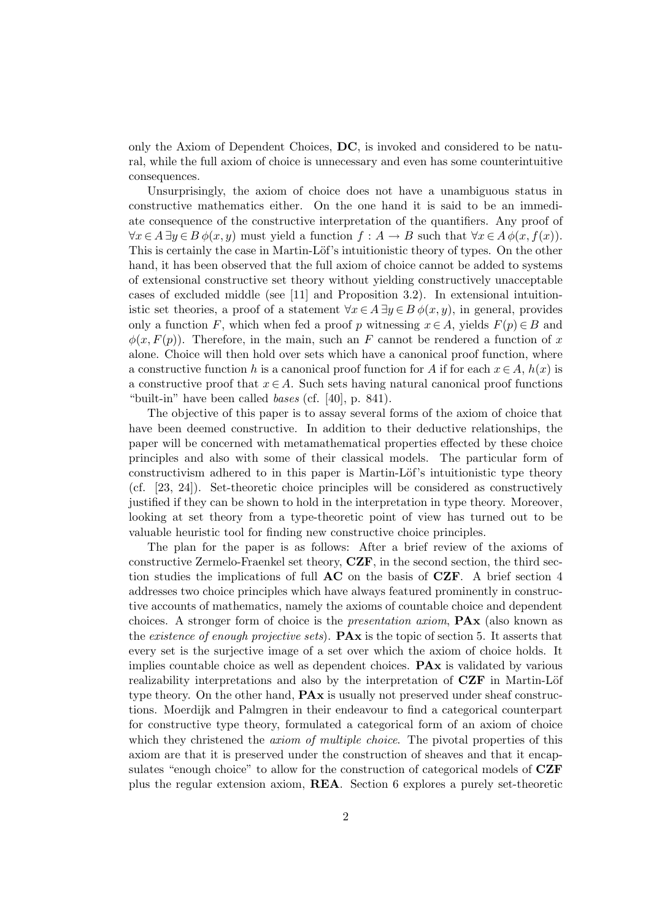only the Axiom of Dependent Choices, **DC**, is invoked and considered to be natural, while the full axiom of choice is unnecessary and even has some counterintuitive consequences.

Unsurprisingly, the axiom of choice does not have a unambiguous status in constructive mathematics either. On the one hand it is said to be an immediate consequence of the constructive interpretation of the quantifiers. Any proof of $\forall x \in A\, \exists y \in B\, \phi(x, y)$ must yield a function $f : A \to B$ such that $\forall x \in A\, \phi(x, f(x))$. This is certainly the case in Martin-Löf's intuitionistic theory of types. On the other hand, it has been observed that the full axiom of choice cannot be added to systems of extensional constructive set theory without yielding constructively unacceptable cases of excluded middle (see [11] and Proposition 3.2). In extensional intuitionistic set theories, a proof of a statement $\forall x \in A\, \exists y \in B\, \phi(x, y)$, in general, provides only a function $F$, which when fed a proof $p$ witnessing $x \in A$, yields $F(p) \in B$ and $\phi(x, F(p))$. Therefore, in the main, such an $F$ cannot be rendered a function of $x$ alone. Choice will then hold over sets which have a canonical proof function, where a constructive function $h$ is a canonical proof function for $A$ if for each $x \in A$, $h(x)$ is a constructive proof that $x \in A$. Such sets having natural canonical proof functions "built-in" have been called *bases* (cf. [40], p. 841).

The objective of this paper is to assay several forms of the axiom of choice that have been deemed constructive. In addition to their deductive relationships, the paper will be concerned with metamathematical properties effected by these choice principles and also with some of their classical models. The particular form of constructivism adhered to in this paper is Martin-Löf's intuitionistic type theory (cf. [23, 24]). Set-theoretic choice principles will be considered as constructively justified if they can be shown to hold in the interpretation in type theory. Moreover, looking at set theory from a type-theoretic point of view has turned out to be valuable heuristic tool for finding new constructive choice principles.

The plan for the paper is as follows: After a brief review of the axioms of constructive Zermelo-Fraenkel set theory, **CZF**, in the second section, the third section studies the implications of full **AC** on the basis of **CZF**. A brief section 4 addresses two choice principles which have always featured prominently in constructive accounts of mathematics, namely the axioms of countable choice and dependent choices. A stronger form of choice is the *presentation axiom*, **PAx** (also known as the *existence of enough projective sets*). **PAx** is the topic of section 5. It asserts that every set is the surjective image of a set over which the axiom of choice holds. It implies countable choice as well as dependent choices. **PAx** is validated by various realizability interpretations and also by the interpretation of **CZF** in Martin-Löf type theory. On the other hand, **PAx** is usually not preserved under sheaf constructions. Moerdijk and Palmgren in their endeavour to find a categorical counterpart for constructive type theory, formulated a categorical form of an axiom of choice which they christened the *axiom of multiple choice*. The pivotal properties of this axiom are that it is preserved under the construction of sheaves and that it encapsulates "enough choice" to allow for the construction of categorical models of **CZF** plus the regular extension axiom, **REA**. Section 6 explores a purely set-theoretic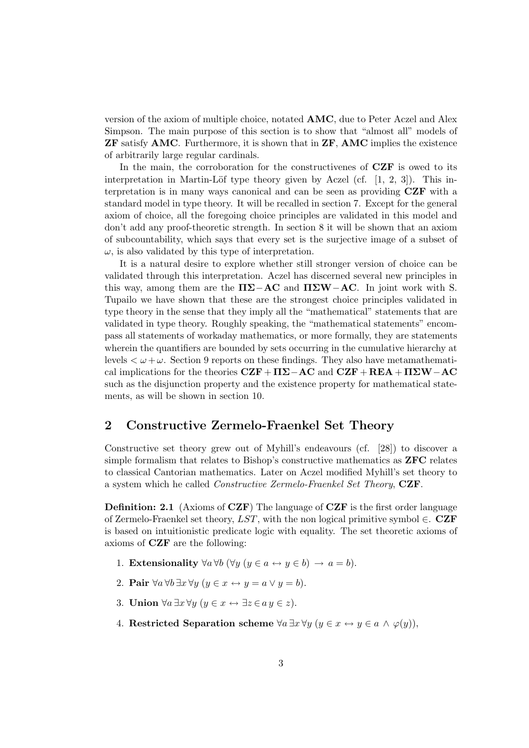version of the axiom of multiple choice, notated **AMC**, due to Peter Aczel and Alex Simpson. The main purpose of this section is to show that "almost all" models of **ZF** satisfy **AMC**. Furthermore, it is shown that in **ZF**, **AMC** implies the existence of arbitrarily large regular cardinals.

In the main, the corroboration for the constructivenes of **CZF** is owed to its interpretation in Martin-Löf type theory given by Aczel (cf. [1, 2, 3]). This interpretation is in many ways canonical and can be seen as providing **CZF** with a standard model in type theory. It will be recalled in section 7. Except for the general axiom of choice, all the foregoing choice principles are validated in this model and don't add any proof-theoretic strength. In section 8 it will be shown that an axiom of subcountability, which says that every set is the surjective image of a subset of $\omega$, is also validated by this type of interpretation.

It is a natural desire to explore whether still stronger version of choice can be validated through this interpretation. Aczel has discerned several new principles in this way, among them are the $\mathbf{\Pi\Sigma}-\mathbf{AC}$ and $\mathbf{\Pi\Sigma W}-\mathbf{AC}$. In joint work with S. Tupailo we have shown that these are the strongest choice principles validated in type theory in the sense that they imply all the "mathematical" statements that are validated in type theory. Roughly speaking, the "mathematical statements" encompass all statements of workaday mathematics, or more formally, they are statements wherein the quantifiers are bounded by sets occurring in the cumulative hierarchy at levels $< \omega + \omega$. Section 9 reports on these findings. They also have metamathematical implications for the theories $\mathbf{CZF} + \mathbf{\Pi\Sigma}-\mathbf{AC}$ and $\mathbf{CZF} + \mathbf{REA} + \mathbf{\Pi\Sigma W}-\mathbf{AC}$ such as the disjunction property and the existence property for mathematical statements, as will be shown in section 10.

## 2 Constructive Zermelo-Fraenkel Set Theory

Constructive set theory grew out of Myhill's endeavours (cf. [28]) to discover a simple formalism that relates to Bishop's constructive mathematics as **ZFC** relates to classical Cantorian mathematics. Later on Aczel modified Myhill's set theory to a system which he called *Constructive Zermelo-Fraenkel Set Theory*, **CZF**.

**Definition: 2.1** (Axioms of **CZF**) The language of **CZF** is the first order language of Zermelo-Fraenkel set theory, $LST$, with the non logical primitive symbol $\in$. **CZF** is based on intuitionistic predicate logic with equality. The set theoretic axioms of axioms of **CZF** are the following:

1. **Extensionality** $\forall a\,\forall b\;(\forall y\;(y \in a \leftrightarrow y \in b) \;\rightarrow\; a = b)$.
2. **Pair** $\forall a\,\forall b\,\exists x\,\forall y\;(y \in x \leftrightarrow y = a \vee y = b)$.
3. **Union** $\forall a\,\exists x\,\forall y\;(y \in x \leftrightarrow \exists z \in a\, y \in z)$.
4. **Restricted Separation scheme** $\forall a\,\exists x\,\forall y\;(y \in x \leftrightarrow y \in a \;\wedge\; \varphi(y))$,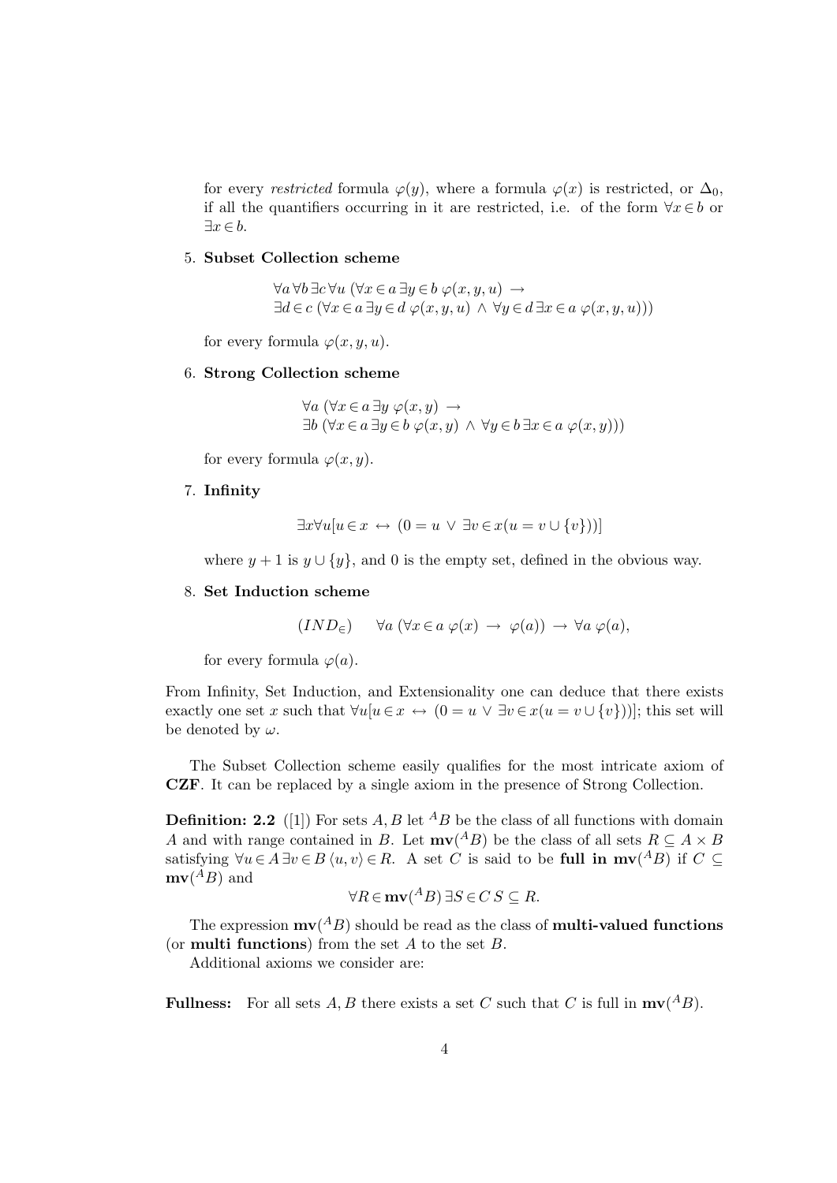for every *restricted* formula $\varphi(y)$, where a formula $\varphi(x)$ is restricted, or $\Delta_0$, if all the quantifiers occurring in it are restricted, i.e. of the form $\forall x \in b$ or $\exists x \in b$.

5. **Subset Collection scheme**

$$\forall a \, \forall b \, \exists c \, \forall u \, (\forall x \in a \, \exists y \in b \, \varphi(x, y, u) \rightarrow$$
$$\exists d \in c \, (\forall x \in a \, \exists y \in d \, \varphi(x, y, u) \wedge \forall y \in d \, \exists x \in a \, \varphi(x, y, u)))$$

for every formula $\varphi(x, y, u)$.

6. **Strong Collection scheme**

$$\forall a \, (\forall x \in a \, \exists y \, \varphi(x, y) \rightarrow$$
$$\exists b \, (\forall x \in a \, \exists y \in b \, \varphi(x, y) \wedge \forall y \in b \, \exists x \in a \, \varphi(x, y)))$$

for every formula $\varphi(x, y)$.

7. **Infinity**

$$\exists x \forall u [u \in x \leftrightarrow (0 = u \vee \exists v \in x (u = v \cup \{v\}))]$$

where $y + 1$ is $y \cup \{y\}$, and 0 is the empty set, defined in the obvious way.

8. **Set Induction scheme**

$$(IND_{\in}) \qquad \forall a \, (\forall x \in a \, \varphi(x) \rightarrow \varphi(a)) \rightarrow \forall a \, \varphi(a),$$

for every formula $\varphi(a)$.

From Infinity, Set Induction, and Extensionality one can deduce that there exists exactly one set $x$ such that $\forall u [u \in x \leftrightarrow (0 = u \vee \exists v \in x (u = v \cup \{v\}))]$; this set will be denoted by $\omega$.

The Subset Collection scheme easily qualifies for the most intricate axiom of **CZF**. It can be replaced by a single axiom in the presence of Strong Collection.

**Definition: 2.2** ([1]) For sets $A, B$ let ${}^{A}B$ be the class of all functions with domain $A$ and with range contained in $B$. Let $\mathbf{mv}({}^{A}B)$ be the class of all sets $R \subseteq A \times B$ satisfying $\forall u \in A \, \exists v \in B \, \langle u, v \rangle \in R$. A set $C$ is said to be **full in** $\mathbf{mv}({}^{A}B)$ if $C \subseteq \mathbf{mv}({}^{A}B)$ and

$$\forall R \in \mathbf{mv}({}^{A}B) \, \exists S \in C \, S \subseteq R.$$

The expression $\mathbf{mv}({}^{A}B)$ should be read as the class of **multi-valued functions** (or **multi functions**) from the set $A$ to the set $B$.

Additional axioms we consider are:

**Fullness:** For all sets $A, B$ there exists a set $C$ such that $C$ is full in $\mathbf{mv}({}^{A}B)$.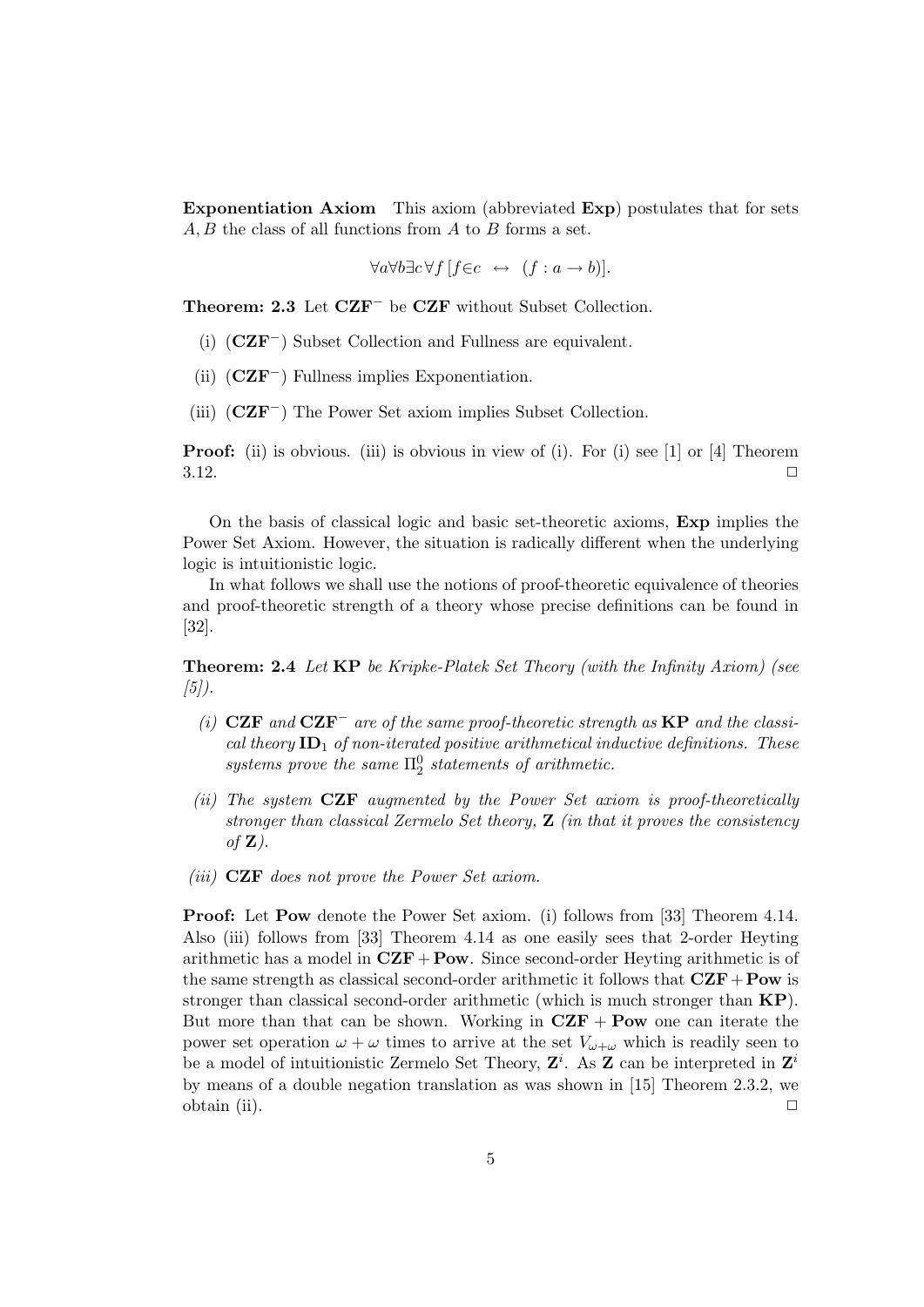**Exponentiation Axiom** This axiom (abbreviated **Exp**) postulates that for sets $A, B$ the class of all functions from $A$ to $B$ forms a set.

$$\forall a \forall b \exists c \forall f \, [f \in c \;\leftrightarrow\; (f : a \to b)].$$

**Theorem: 2.3** Let $\mathbf{CZF}^-$ be $\mathbf{CZF}$ without Subset Collection.

(i) ($\mathbf{CZF}^-$) Subset Collection and Fullness are equivalent.

(ii) ($\mathbf{CZF}^-$) Fullness implies Exponentiation.

(iii) ($\mathbf{CZF}^-$) The Power Set axiom implies Subset Collection.

**Proof:** (ii) is obvious. (iii) is obvious in view of (i). For (i) see [1] or [4] Theorem 3.12. □

On the basis of classical logic and basic set-theoretic axioms, **Exp** implies the Power Set Axiom. However, the situation is radically different when the underlying logic is intuitionistic logic.

In what follows we shall use the notions of proof-theoretic equivalence of theories and proof-theoretic strength of a theory whose precise definitions can be found in [32].

**Theorem: 2.4** *Let* **KP** *be Kripke-Platek Set Theory (with the Infinity Axiom) (see [5]).*

*(i)* $\mathbf{CZF}$ *and* $\mathbf{CZF}^-$ *are of the same proof-theoretic strength as* **KP** *and the classical theory* $\mathbf{ID}_1$ *of non-iterated positive arithmetical inductive definitions. These systems prove the same* $\Pi^0_2$ *statements of arithmetic.*

*(ii) The system* **CZF** *augmented by the Power Set axiom is proof-theoretically stronger than classical Zermelo Set theory,* **Z** *(in that it proves the consistency of* **Z***).*

*(iii)* **CZF** *does not prove the Power Set axiom.*

**Proof:** Let **Pow** denote the Power Set axiom. (i) follows from [33] Theorem 4.14. Also (iii) follows from [33] Theorem 4.14 as one easily sees that 2-order Heyting arithmetic has a model in $\mathbf{CZF} + \mathbf{Pow}$. Since second-order Heyting arithmetic is of the same strength as classical second-order arithmetic it follows that $\mathbf{CZF} + \mathbf{Pow}$ is stronger than classical second-order arithmetic (which is much stronger than **KP**). But more than that can be shown. Working in $\mathbf{CZF} + \mathbf{Pow}$ one can iterate the power set operation $\omega + \omega$ times to arrive at the set $V_{\omega+\omega}$ which is readily seen to be a model of intuitionistic Zermelo Set Theory, $\mathbf{Z}^i$. As $\mathbf{Z}$ can be interpreted in $\mathbf{Z}^i$ by means of a double negation translation as was shown in [15] Theorem 2.3.2, we obtain (ii). □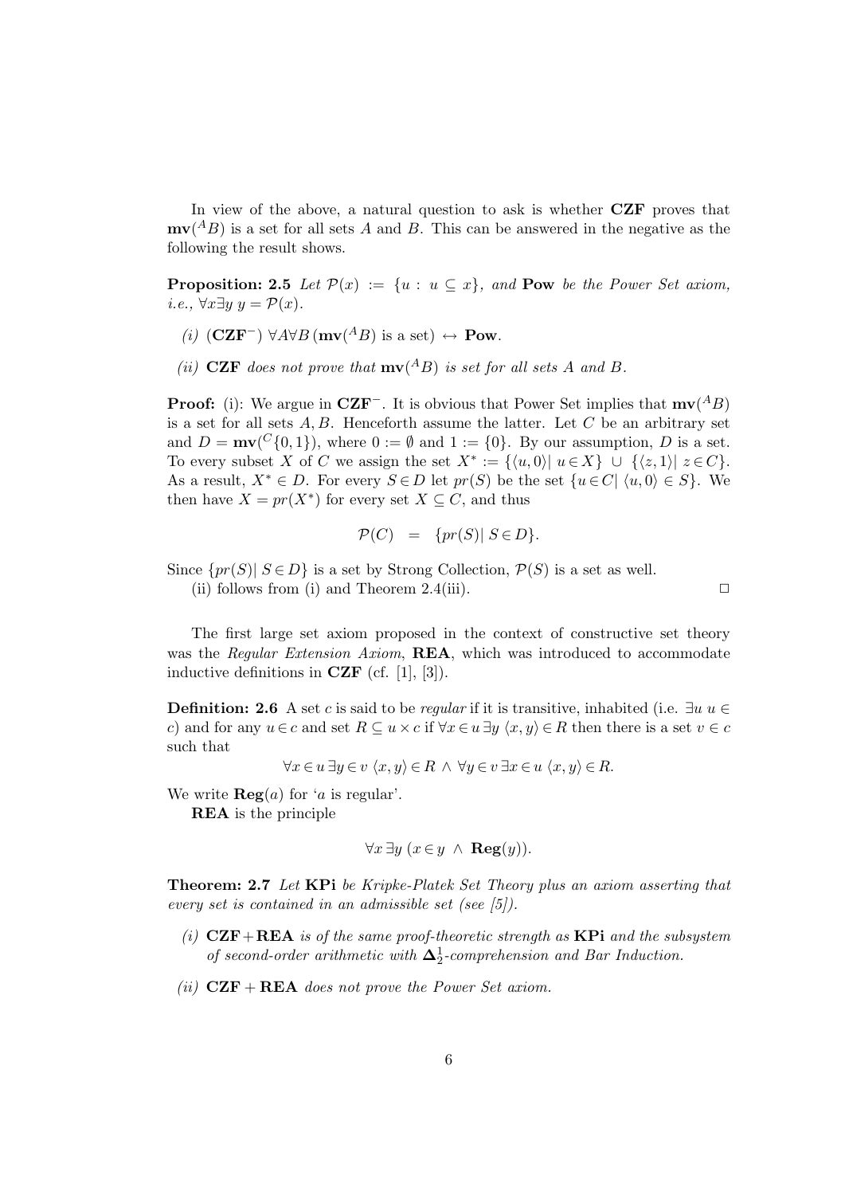In view of the above, a natural question to ask is whether **CZF** proves that $\mathbf{mv}({}^AB)$ is a set for all sets $A$ and $B$. This can be answered in the negative as the following the result shows.

**Proposition: 2.5** *Let $\mathcal{P}(x) := \{u : u \subseteq x\}$, and* **Pow** *be the Power Set axiom, i.e., $\forall x \exists y\ y = \mathcal{P}(x)$.*

*(i)* ($\mathbf{CZF}^-$) $\forall A \forall B\,(\mathbf{mv}({}^AB)$ is a set$) \leftrightarrow$ **Pow**.

*(ii)* **CZF** *does not prove that $\mathbf{mv}({}^AB)$ is set for all sets $A$ and $B$.*

**Proof:** (i): We argue in $\mathbf{CZF}^-$. It is obvious that Power Set implies that $\mathbf{mv}({}^AB)$ is a set for all sets $A, B$. Henceforth assume the latter. Let $C$ be an arbitrary set and $D = \mathbf{mv}({}^C\{0,1\})$, where $0 := \emptyset$ and $1 := \{0\}$. By our assumption, $D$ is a set. To every subset $X$ of $C$ we assign the set $X^* := \{\langle u, 0\rangle |\ u \in X\} \cup \{\langle z, 1\rangle |\ z \in C\}$. As a result, $X^* \in D$. For every $S \in D$ let $pr(S)$ be the set $\{u \in C |\ \langle u, 0\rangle \in S\}$. We then have $X = pr(X^*)$ for every set $X \subseteq C$, and thus

$$\mathcal{P}(C) \;\; = \;\; \{pr(S) |\ S \in D\}.$$

Since $\{pr(S) |\ S \in D\}$ is a set by Strong Collection, $\mathcal{P}(S)$ is a set as well.

(ii) follows from (i) and Theorem 2.4(iii). $\square$

The first large set axiom proposed in the context of constructive set theory was the *Regular Extension Axiom*, **REA**, which was introduced to accommodate inductive definitions in **CZF** (cf. [1], [3]).

**Definition: 2.6** A set $c$ is said to be *regular* if it is transitive, inhabited (i.e. $\exists u\ u \in c$) and for any $u \in c$ and set $R \subseteq u \times c$ if $\forall x \in u\, \exists y\ \langle x, y\rangle \in R$ then there is a set $v \in c$ such that

$$\forall x \in u\, \exists y \in v\ \langle x, y\rangle \in R\ \wedge\ \forall y \in v\, \exists x \in u\ \langle x, y\rangle \in R.$$

We write $\mathbf{Reg}(a)$ for '$a$ is regular'.

**REA** is the principle

$$\forall x\, \exists y\ (x \in y\ \wedge\ \mathbf{Reg}(y)).$$

**Theorem: 2.7** *Let* **KPi** *be Kripke-Platek Set Theory plus an axiom asserting that every set is contained in an admissible set (see [5]).*

*(i)* **CZF**+**REA** *is of the same proof-theoretic strength as* **KPi** *and the subsystem of second-order arithmetic with $\mathbf{\Delta}^1_2$-comprehension and Bar Induction.*

*(ii)* **CZF** + **REA** *does not prove the Power Set axiom.*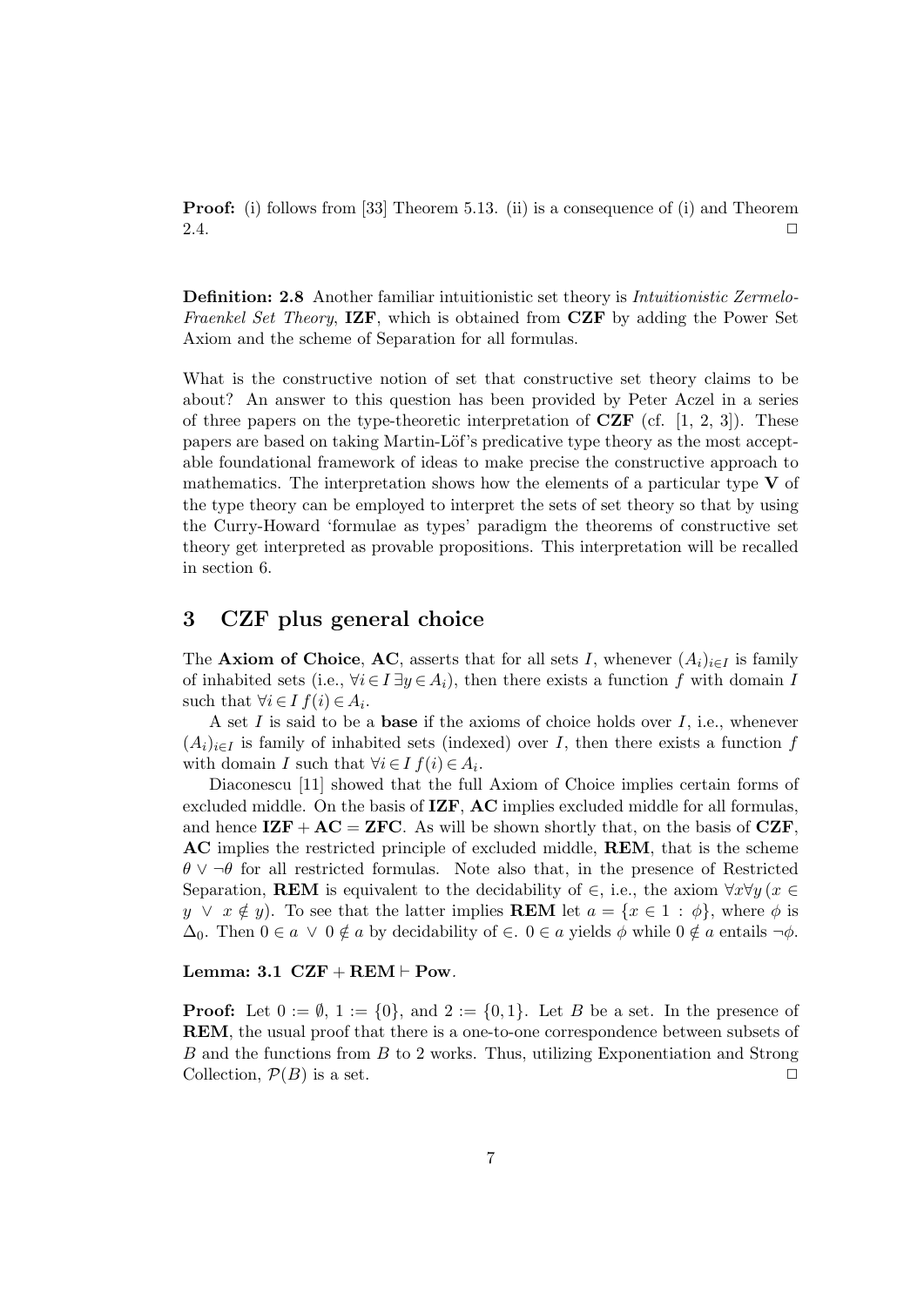**Proof:** (i) follows from [33] Theorem 5.13. (ii) is a consequence of (i) and Theorem 2.4. $\square$

**Definition: 2.8** Another familiar intuitionistic set theory is *Intuitionistic Zermelo-Fraenkel Set Theory*, **IZF**, which is obtained from **CZF** by adding the Power Set Axiom and the scheme of Separation for all formulas.

What is the constructive notion of set that constructive set theory claims to be about? An answer to this question has been provided by Peter Aczel in a series of three papers on the type-theoretic interpretation of **CZF** (cf. [1, 2, 3]). These papers are based on taking Martin-Löf's predicative type theory as the most acceptable foundational framework of ideas to make precise the constructive approach to mathematics. The interpretation shows how the elements of a particular type $\mathbf{V}$ of the type theory can be employed to interpret the sets of set theory so that by using the Curry-Howard 'formulae as types' paradigm the theorems of constructive set theory get interpreted as provable propositions. This interpretation will be recalled in section 6.

## 3 CZF plus general choice

The **Axiom of Choice**, **AC**, asserts that for all sets $I$, whenever $(A_i)_{i\in I}$ is family of inhabited sets (i.e., $\forall i\in I\,\exists y\in A_i$), then there exists a function $f$ with domain $I$ such that $\forall i\in I\, f(i)\in A_i$.

A set $I$ is said to be a **base** if the axioms of choice holds over $I$, i.e., whenever $(A_i)_{i\in I}$ is family of inhabited sets (indexed) over $I$, then there exists a function $f$ with domain $I$ such that $\forall i\in I\, f(i)\in A_i$.

Diaconescu [11] showed that the full Axiom of Choice implies certain forms of excluded middle. On the basis of **IZF**, **AC** implies excluded middle for all formulas, and hence $\mathbf{IZF}+\mathbf{AC}=\mathbf{ZFC}$. As will be shown shortly that, on the basis of **CZF**, **AC** implies the restricted principle of excluded middle, **REM**, that is the scheme $\theta\vee\neg\theta$ for all restricted formulas. Note also that, in the presence of Restricted Separation, **REM** is equivalent to the decidability of $\in$, i.e., the axiom $\forall x\forall y\,(x\in y\ \vee\ x\notin y)$. To see that the latter implies **REM** let $a=\{x\in 1\,:\,\phi\}$, where $\phi$ is $\Delta_0$. Then $0\in a\ \vee\ 0\notin a$ by decidability of $\in$. $0\in a$ yields $\phi$ while $0\notin a$ entails $\neg\phi$.

**Lemma: 3.1** $\mathbf{CZF}+\mathbf{REM}\vdash\mathbf{Pow}$.

**Proof:** Let $0:=\emptyset$, $1:=\{0\}$, and $2:=\{0,1\}$. Let $B$ be a set. In the presence of **REM**, the usual proof that there is a one-to-one correspondence between subsets of $B$ and the functions from $B$ to $2$ works. Thus, utilizing Exponentiation and Strong Collection, $\mathcal{P}(B)$ is a set. $\square$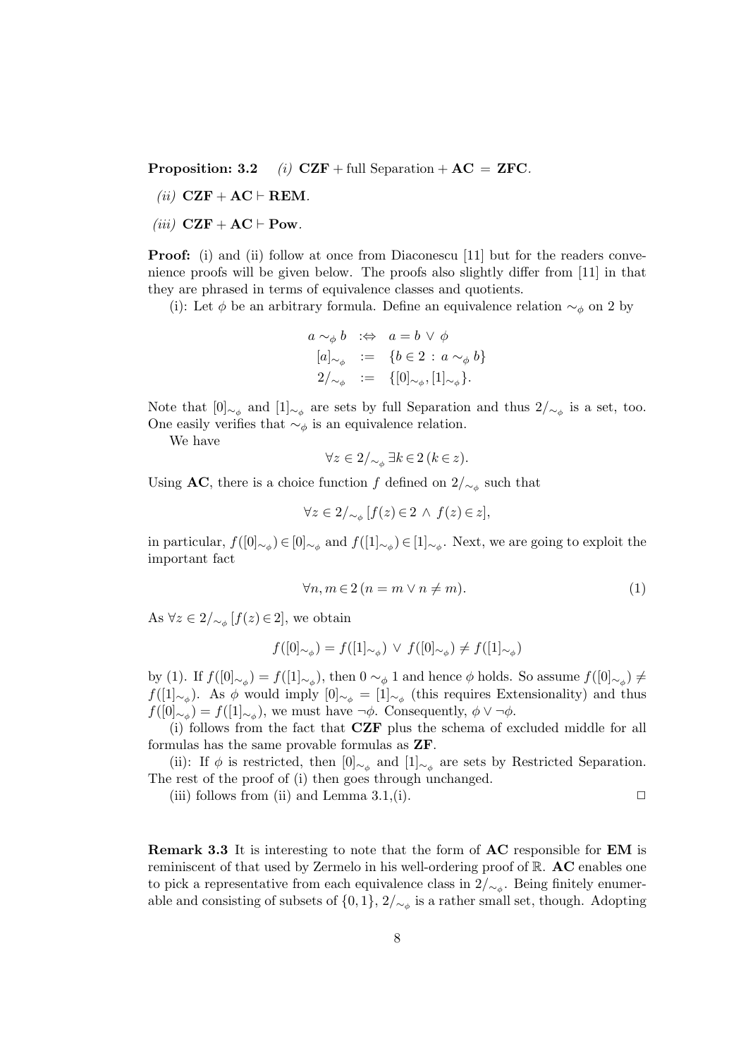**Proposition: 3.2** *(i)* **CZF** + full Separation + **AC** = **ZFC**.

*(ii)* **CZF** + **AC** ⊢ **REM**.

*(iii)* **CZF** + **AC** ⊢ **Pow**.

**Proof:** (i) and (ii) follow at once from Diaconescu [11] but for the readers convenience proofs will be given below. The proofs also slightly differ from [11] in that they are phrased in terms of equivalence classes and quotients.

(i): Let $\phi$ be an arbitrary formula. Define an equivalence relation $\sim_\phi$ on 2 by

$$
\begin{aligned}
a \sim_\phi b &:\Leftrightarrow a = b \vee \phi \\
[a]_{\sim_\phi} &:= \{b \in 2 : a \sim_\phi b\} \\
2/_{\sim_\phi} &:= \{[0]_{\sim_\phi}, [1]_{\sim_\phi}\}.
\end{aligned}
$$

Note that $[0]_{\sim_\phi}$ and $[1]_{\sim_\phi}$ are sets by full Separation and thus $2/_{\sim_\phi}$ is a set, too. One easily verifies that $\sim_\phi$ is an equivalence relation.

We have

$$\forall z \in 2/_{\sim_\phi} \exists k \in 2 \, (k \in z).$$

Using **AC**, there is a choice function $f$ defined on $2/_{\sim_\phi}$ such that

$$\forall z \in 2/_{\sim_\phi} [f(z) \in 2 \wedge f(z) \in z],$$

in particular, $f([0]_{\sim_\phi}) \in [0]_{\sim_\phi}$ and $f([1]_{\sim_\phi}) \in [1]_{\sim_\phi}$. Next, we are going to exploit the important fact

$$\forall n, m \in 2 \, (n = m \vee n \neq m). \tag{1}$$

As $\forall z \in 2/_{\sim_\phi} [f(z) \in 2]$, we obtain

$$f([0]_{\sim_\phi}) = f([1]_{\sim_\phi}) \vee f([0]_{\sim_\phi}) \neq f([1]_{\sim_\phi})$$

by (1). If $f([0]_{\sim_\phi}) = f([1]_{\sim_\phi})$, then $0 \sim_\phi 1$ and hence $\phi$ holds. So assume $f([0]_{\sim_\phi}) \neq f([1]_{\sim_\phi})$. As $\phi$ would imply $[0]_{\sim_\phi} = [1]_{\sim_\phi}$ (this requires Extensionality) and thus $f([0]_{\sim_\phi}) = f([1]_{\sim_\phi})$, we must have $\neg\phi$. Consequently, $\phi \vee \neg\phi$.

(i) follows from the fact that **CZF** plus the schema of excluded middle for all formulas has the same provable formulas as **ZF**.

(ii): If $\phi$ is restricted, then $[0]_{\sim_\phi}$ and $[1]_{\sim_\phi}$ are sets by Restricted Separation. The rest of the proof of (i) then goes through unchanged.

(iii) follows from (ii) and Lemma 3.1,(i). □

**Remark 3.3** It is interesting to note that the form of **AC** responsible for **EM** is reminiscent of that used by Zermelo in his well-ordering proof of $\mathbb{R}$. **AC** enables one to pick a representative from each equivalence class in $2/_{\sim_\phi}$. Being finitely enumerable and consisting of subsets of $\{0, 1\}$, $2/_{\sim_\phi}$ is a rather small set, though. Adopting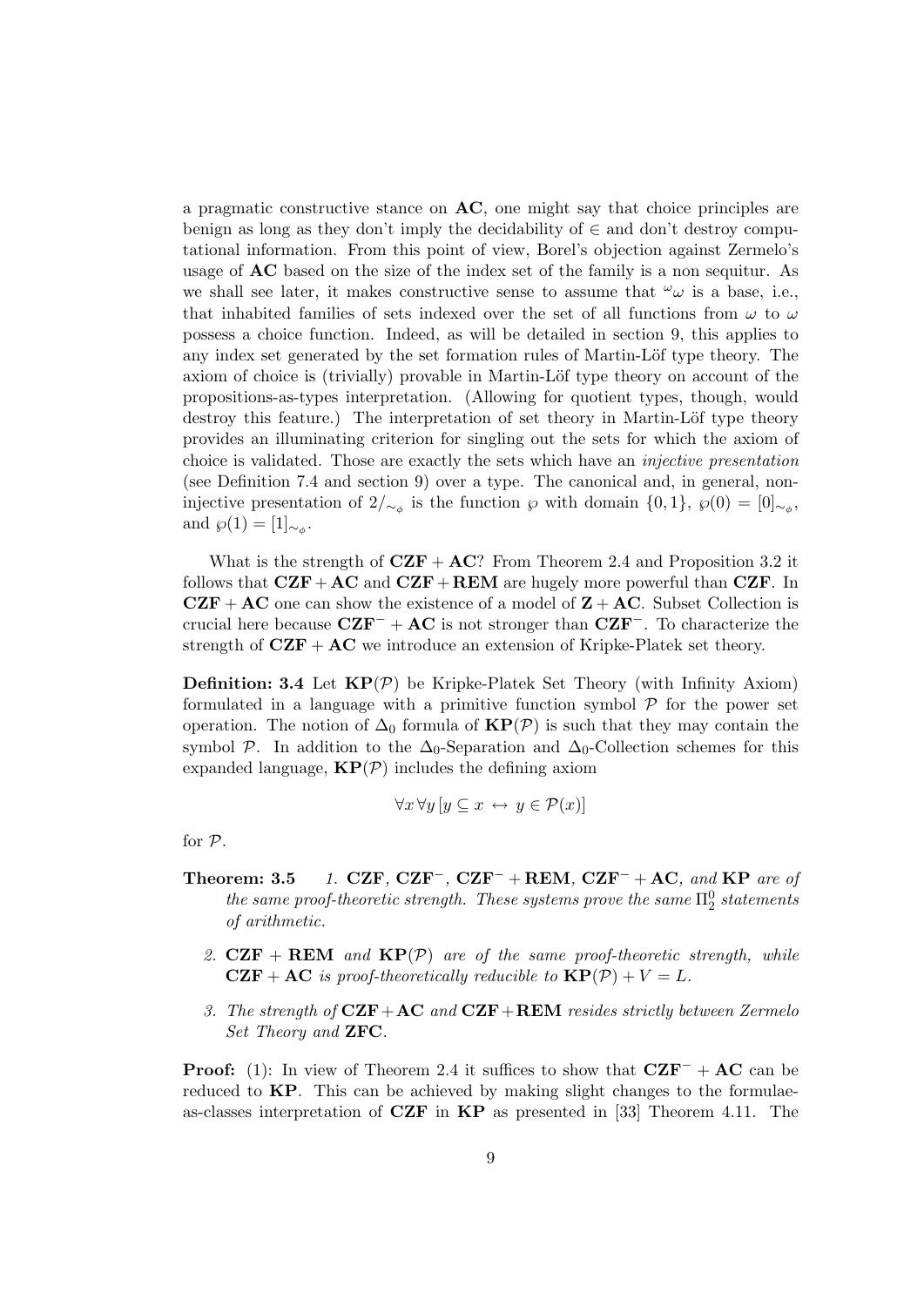a pragmatic constructive stance on **AC**, one might say that choice principles are benign as long as they don't imply the decidability of $\in$ and don't destroy computational information. From this point of view, Borel's objection against Zermelo's usage of **AC** based on the size of the index set of the family is a non sequitur. As we shall see later, it makes constructive sense to assume that ${}^{\omega}\omega$ is a base, i.e., that inhabited families of sets indexed over the set of all functions from $\omega$ to $\omega$ possess a choice function. Indeed, as will be detailed in section 9, this applies to any index set generated by the set formation rules of Martin-Löf type theory. The axiom of choice is (trivially) provable in Martin-Löf type theory on account of the propositions-as-types interpretation. (Allowing for quotient types, though, would destroy this feature.) The interpretation of set theory in Martin-Löf type theory provides an illuminating criterion for singling out the sets for which the axiom of choice is validated. Those are exactly the sets which have an *injective presentation* (see Definition 7.4 and section 9) over a type. The canonical and, in general, non-injective presentation of $2/_{\sim_\phi}$ is the function $\wp$ with domain $\{0,1\}$, $\wp(0) = [0]_{\sim_\phi}$, and $\wp(1) = [1]_{\sim_\phi}$.

What is the strength of $\mathbf{CZF} + \mathbf{AC}$? From Theorem 2.4 and Proposition 3.2 it follows that $\mathbf{CZF} + \mathbf{AC}$ and $\mathbf{CZF} + \mathbf{REM}$ are hugely more powerful than **CZF**. In $\mathbf{CZF} + \mathbf{AC}$ one can show the existence of a model of $\mathbf{Z} + \mathbf{AC}$. Subset Collection is crucial here because $\mathbf{CZF}^- + \mathbf{AC}$ is not stronger than $\mathbf{CZF}^-$. To characterize the strength of $\mathbf{CZF} + \mathbf{AC}$ we introduce an extension of Kripke-Platek set theory.

**Definition: 3.4** Let $\mathbf{KP}(\mathcal{P})$ be Kripke-Platek Set Theory (with Infinity Axiom) formulated in a language with a primitive function symbol $\mathcal{P}$ for the power set operation. The notion of $\Delta_0$ formula of $\mathbf{KP}(\mathcal{P})$ is such that they may contain the symbol $\mathcal{P}$. In addition to the $\Delta_0$-Separation and $\Delta_0$-Collection schemes for this expanded language, $\mathbf{KP}(\mathcal{P})$ includes the defining axiom

$$\forall x \, \forall y \, [y \subseteq x \leftrightarrow y \in \mathcal{P}(x)]$$

for $\mathcal{P}$.

**Theorem: 3.5**

1. *$\mathbf{CZF}$, $\mathbf{CZF}^-$, $\mathbf{CZF}^- + \mathbf{REM}$, $\mathbf{CZF}^- + \mathbf{AC}$, and $\mathbf{KP}$ are of the same proof-theoretic strength. These systems prove the same $\Pi^0_2$ statements of arithmetic.*
2. *$\mathbf{CZF} + \mathbf{REM}$ and $\mathbf{KP}(\mathcal{P})$ are of the same proof-theoretic strength, while $\mathbf{CZF} + \mathbf{AC}$ is proof-theoretically reducible to $\mathbf{KP}(\mathcal{P}) + V = L$.*
3. *The strength of $\mathbf{CZF} + \mathbf{AC}$ and $\mathbf{CZF} + \mathbf{REM}$ resides strictly between Zermelo Set Theory and* **ZFC**.

**Proof:** (1): In view of Theorem 2.4 it suffices to show that $\mathbf{CZF}^- + \mathbf{AC}$ can be reduced to **KP**. This can be achieved by making slight changes to the formulae-as-classes interpretation of **CZF** in **KP** as presented in [33] Theorem 4.11. The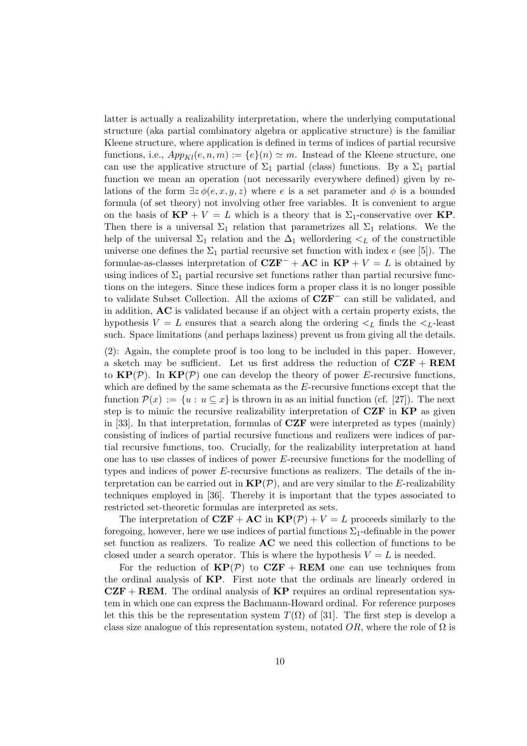latter is actually a realizability interpretation, where the underlying computational structure (aka partial combinatory algebra or applicative structure) is the familiar Kleene structure, where application is defined in terms of indices of partial recursive functions, i.e., $App_{Kl}(e, n, m) := \{e\}(n) \simeq m$. Instead of the Kleene structure, one can use the applicative structure of $\Sigma_1$ partial (class) functions. By a $\Sigma_1$ partial function we mean an operation (not necessarily everywhere defined) given by relations of the form $\exists z\, \phi(e, x, y, z)$ where $e$ is a set parameter and $\phi$ is a bounded formula (of set theory) not involving other free variables. It is convenient to argue on the basis of $\mathbf{KP} + V = L$ which is a theory that is $\Sigma_1$-conservative over $\mathbf{KP}$. Then there is a universal $\Sigma_1$ relation that parametrizes all $\Sigma_1$ relations. We the help of the universal $\Sigma_1$ relation and the $\Delta_1$ wellordering $<_L$ of the constructible universe one defines the $\Sigma_1$ partial recursive set function with index $e$ (see [5]). The formulae-as-classes interpretation of $\mathbf{CZF}^- + \mathbf{AC}$ in $\mathbf{KP} + V = L$ is obtained by using indices of $\Sigma_1$ partial recursive set functions rather than partial recursive functions on the integers. Since these indices form a proper class it is no longer possible to validate Subset Collection. All the axioms of $\mathbf{CZF}^-$ can still be validated, and in addition, $\mathbf{AC}$ is validated because if an object with a certain property exists, the hypothesis $V = L$ ensures that a search along the ordering $<_L$ finds the $<_L$-least such. Space limitations (and perhaps laziness) prevent us from giving all the details.

(2): Again, the complete proof is too long to be included in this paper. However, a sketch may be sufficient. Let us first address the reduction of $\mathbf{CZF} + \mathbf{REM}$ to $\mathbf{KP}(\mathcal{P})$. In $\mathbf{KP}(\mathcal{P})$ one can develop the theory of power $E$-recursive functions, which are defined by the same schemata as the $E$-recursive functions except that the function $\mathcal{P}(x) := \{u : u \subseteq x\}$ is thrown in as an initial function (cf. [27]). The next step is to mimic the recursive realizability interpretation of $\mathbf{CZF}$ in $\mathbf{KP}$ as given in [33]. In that interpretation, formulas of $\mathbf{CZF}$ were interpreted as types (mainly) consisting of indices of partial recursive functions and realizers were indices of partial recursive functions, too. Crucially, for the realizability interpretation at hand one has to use classes of indices of power $E$-recursive functions for the modelling of types and indices of power $E$-recursive functions as realizers. The details of the interpretation can be carried out in $\mathbf{KP}(\mathcal{P})$, and are very similar to the $E$-realizability techniques employed in [36]. Thereby it is important that the types associated to restricted set-theoretic formulas are interpreted as sets.

The interpretation of $\mathbf{CZF} + \mathbf{AC}$ in $\mathbf{KP}(\mathcal{P}) + V = L$ proceeds similarly to the foregoing, however, here we use indices of partial functions $\Sigma_1$-definable in the power set function as realizers. To realize $\mathbf{AC}$ we need this collection of functions to be closed under a search operator. This is where the hypothesis $V = L$ is needed.

For the reduction of $\mathbf{KP}(\mathcal{P})$ to $\mathbf{CZF} + \mathbf{REM}$ one can use techniques from the ordinal analysis of $\mathbf{KP}$. First note that the ordinals are linearly ordered in $\mathbf{CZF} + \mathbf{REM}$. The ordinal analysis of $\mathbf{KP}$ requires an ordinal representation system in which one can express the Bachmann-Howard ordinal. For reference purposes let this this be the representation system $T(\Omega)$ of [31]. The first step is develop a class size analogue of this representation system, notated $OR$, where the role of $\Omega$ is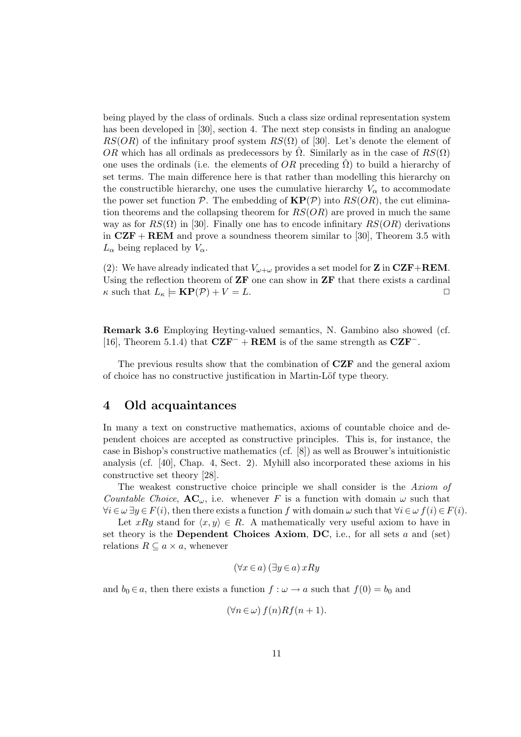being played by the class of ordinals. Such a class size ordinal representation system has been developed in [30], section 4. The next step consists in finding an analogue $RS(OR)$ of the infinitary proof system $RS(\Omega)$ of [30]. Let's denote the element of $OR$ which has all ordinals as predecessors by $\hat{\Omega}$. Similarly as in the case of $RS(\Omega)$ one uses the ordinals (i.e. the elements of $OR$ preceding $\hat{\Omega}$) to build a hierarchy of set terms. The main difference here is that rather than modelling this hierarchy on the constructible hierarchy, one uses the cumulative hierarchy $V_\alpha$ to accommodate the power set function $\mathcal{P}$. The embedding of $\mathbf{KP}(\mathcal{P})$ into $RS(OR)$, the cut elimination theorems and the collapsing theorem for $RS(OR)$ are proved in much the same way as for $RS(\Omega)$ in [30]. Finally one has to encode infinitary $RS(OR)$ derivations in $\mathbf{CZF} + \mathbf{REM}$ and prove a soundness theorem similar to [30], Theorem 3.5 with $L_\alpha$ being replaced by $V_\alpha$.

(2): We have already indicated that $V_{\omega+\omega}$ provides a set model for $\mathbf{Z}$ in $\mathbf{CZF}+\mathbf{REM}$. Using the reflection theorem of $\mathbf{ZF}$ one can show in $\mathbf{ZF}$ that there exists a cardinal $\kappa$ such that $L_\kappa \models \mathbf{KP}(\mathcal{P}) + V = L$. $\square$

**Remark 3.6** Employing Heyting-valued semantics, N. Gambino also showed (cf. [16], Theorem 5.1.4) that $\mathbf{CZF}^- + \mathbf{REM}$ is of the same strength as $\mathbf{CZF}^-$.

The previous results show that the combination of $\mathbf{CZF}$ and the general axiom of choice has no constructive justification in Martin-Löf type theory.

# 4 Old acquaintances

In many a text on constructive mathematics, axioms of countable choice and dependent choices are accepted as constructive principles. This is, for instance, the case in Bishop's constructive mathematics (cf. [8]) as well as Brouwer's intuitionistic analysis (cf. [40], Chap. 4, Sect. 2). Myhill also incorporated these axioms in his constructive set theory [28].

The weakest constructive choice principle we shall consider is the *Axiom of Countable Choice*, $\mathbf{AC}_\omega$, i.e. whenever $F$ is a function with domain $\omega$ such that $\forall i \in \omega\, \exists y \in F(i)$, then there exists a function $f$ with domain $\omega$ such that $\forall i \in \omega\, f(i) \in F(i)$.

Let $xRy$ stand for $\langle x, y\rangle \in R$. A mathematically very useful axiom to have in set theory is the **Dependent Choices Axiom**, **DC**, i.e., for all sets $a$ and (set) relations $R \subseteq a \times a$, whenever

$$(\forall x \in a)\, (\exists y \in a)\, xRy$$

and $b_0 \in a$, then there exists a function $f : \omega \to a$ such that $f(0) = b_0$ and

$$(\forall n \in \omega)\, f(n)Rf(n+1).$$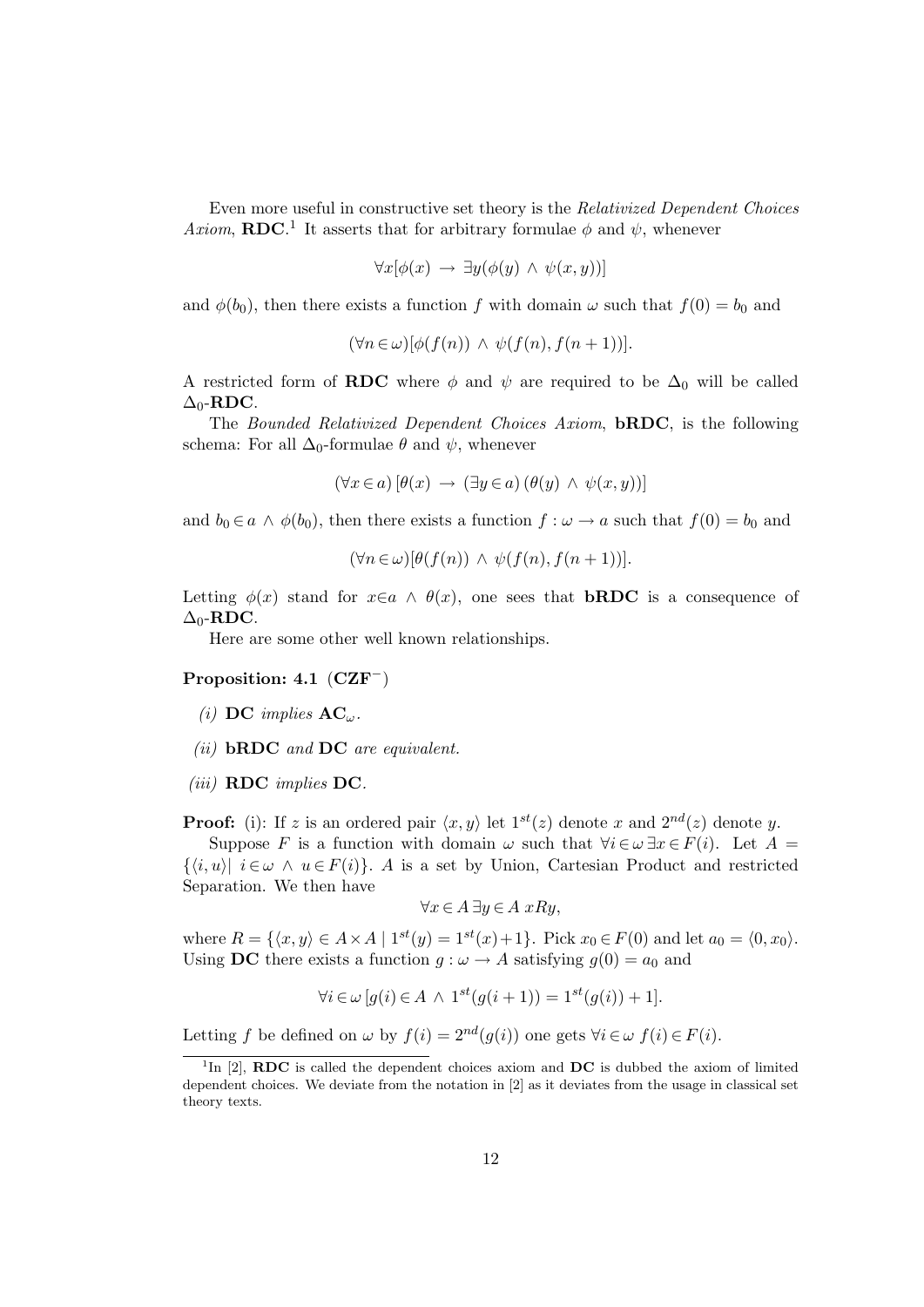Even more useful in constructive set theory is the *Relativized Dependent Choices Axiom*, **RDC**.[1] It asserts that for arbitrary formulae $\phi$ and $\psi$, whenever

$$\forall x[\phi(x) \rightarrow \exists y(\phi(y) \wedge \psi(x,y))]$$

and $\phi(b_0)$, then there exists a function $f$ with domain $\omega$ such that $f(0) = b_0$ and

$$(\forall n \in \omega)[\phi(f(n)) \wedge \psi(f(n), f(n+1))].$$

A restricted form of **RDC** where $\phi$ and $\psi$ are required to be $\Delta_0$ will be called $\Delta_0$-**RDC**.

The *Bounded Relativized Dependent Choices Axiom*, **bRDC**, is the following schema: For all $\Delta_0$-formulae $\theta$ and $\psi$, whenever

$$(\forall x \in a)[\theta(x) \rightarrow (\exists y \in a)(\theta(y) \wedge \psi(x,y))]$$

and $b_0 \in a \wedge \phi(b_0)$, then there exists a function $f : \omega \rightarrow a$ such that $f(0) = b_0$ and

$$(\forall n \in \omega)[\theta(f(n)) \wedge \psi(f(n), f(n+1))].$$

Letting $\phi(x)$ stand for $x \in a \wedge \theta(x)$, one sees that **bRDC** is a consequence of $\Delta_0$-**RDC**.

Here are some other well known relationships.

**Proposition: 4.1** (**CZF**$^-$)

*(i)* **DC** *implies* $\mathbf{AC}_\omega$.

*(ii)* **bRDC** *and* **DC** *are equivalent.*

*(iii)* **RDC** *implies* **DC**.

**Proof:** (i): If $z$ is an ordered pair $\langle x, y\rangle$ let $1^{st}(z)$ denote $x$ and $2^{nd}(z)$ denote $y$.

Suppose $F$ is a function with domain $\omega$ such that $\forall i \in \omega\, \exists x \in F(i)$. Let $A = \{\langle i, u\rangle |\ i \in \omega \wedge u \in F(i)\}$. $A$ is a set by Union, Cartesian Product and restricted Separation. We then have

$$\forall x \in A\, \exists y \in A\ xRy,$$

where $R = \{\langle x, y\rangle \in A \times A \mid 1^{st}(y) = 1^{st}(x)+1\}$. Pick $x_0 \in F(0)$ and let $a_0 = \langle 0, x_0\rangle$. Using **DC** there exists a function $g : \omega \rightarrow A$ satisfying $g(0) = a_0$ and

$$\forall i \in \omega\, [g(i) \in A \wedge 1^{st}(g(i+1)) = 1^{st}(g(i)) + 1].$$

Letting $f$ be defined on $\omega$ by $f(i) = 2^{nd}(g(i))$ one gets $\forall i \in \omega\ f(i) \in F(i)$.

[1] In [2], **RDC** is called the dependent choices axiom and **DC** is dubbed the axiom of limited dependent choices. We deviate from the notation in [2] as it deviates from the usage in classical set theory texts.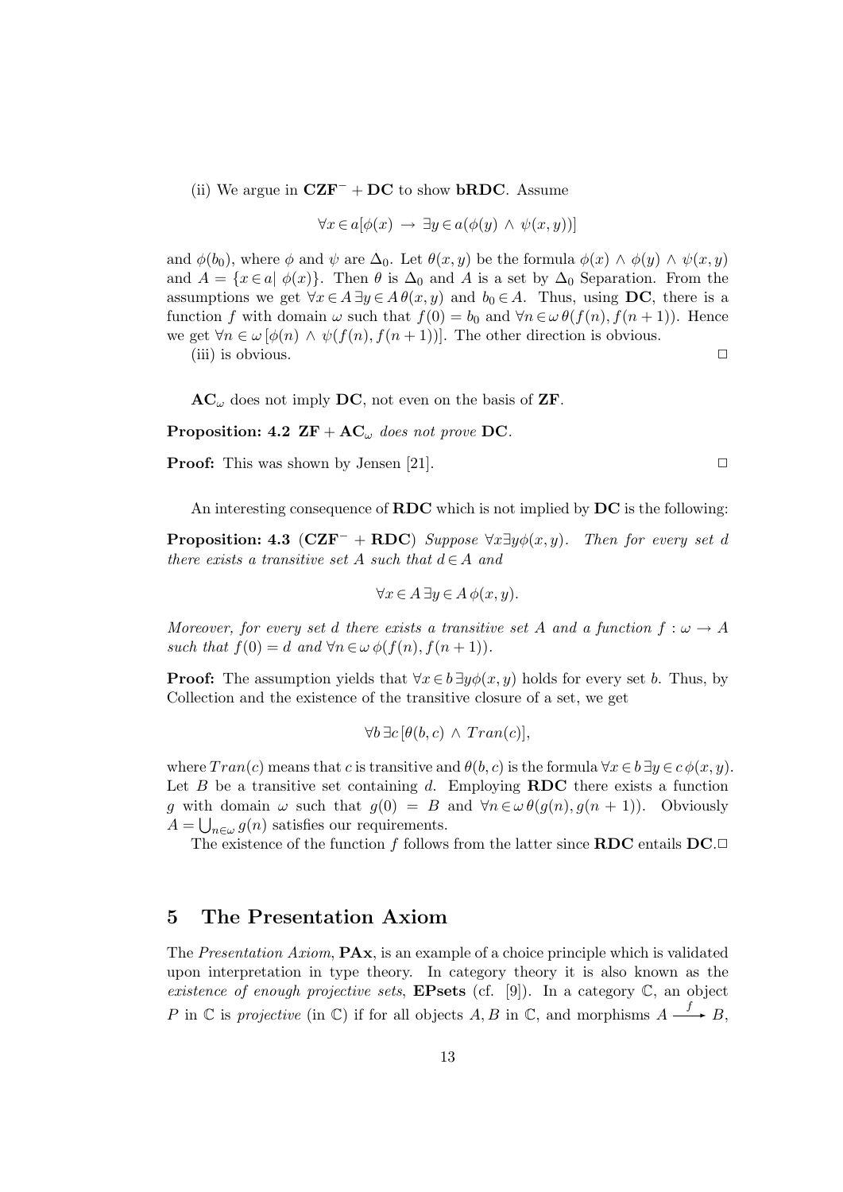(ii) We argue in $\mathbf{CZF}^- + \mathbf{DC}$ to show **bRDC**. Assume

$$\forall x \in a[\phi(x) \rightarrow \exists y \in a(\phi(y) \wedge \psi(x,y))]$$

and $\phi(b_0)$, where $\phi$ and $\psi$ are $\Delta_0$. Let $\theta(x,y)$ be the formula $\phi(x) \wedge \phi(y) \wedge \psi(x,y)$ and $A = \{x \in a |\ \phi(x)\}$. Then $\theta$ is $\Delta_0$ and $A$ is a set by $\Delta_0$ Separation. From the assumptions we get $\forall x \in A\, \exists y \in A\, \theta(x,y)$ and $b_0 \in A$. Thus, using **DC**, there is a function $f$ with domain $\omega$ such that $f(0) = b_0$ and $\forall n \in \omega\, \theta(f(n), f(n+1))$. Hence we get $\forall n \in \omega\, [\phi(n) \wedge \psi(f(n), f(n+1))]$. The other direction is obvious.

(iii) is obvious. □

$\mathbf{AC}_\omega$ does not imply **DC**, not even on the basis of **ZF**.

**Proposition: 4.2** $\mathbf{ZF} + \mathbf{AC}_\omega$ *does not prove* **DC**.

**Proof:** This was shown by Jensen [21]. □

An interesting consequence of **RDC** which is not implied by **DC** is the following:

**Proposition: 4.3** ($\mathbf{CZF}^- + \mathbf{RDC}$) *Suppose* $\forall x \exists y \phi(x,y)$. *Then for every set* $d$ *there exists a transitive set* $A$ *such that* $d \in A$ *and*

$$\forall x \in A\, \exists y \in A\, \phi(x,y).$$

*Moreover, for every set* $d$ *there exists a transitive set* $A$ *and a function* $f : \omega \to A$ *such that* $f(0) = d$ *and* $\forall n \in \omega\, \phi(f(n), f(n+1))$.

**Proof:** The assumption yields that $\forall x \in b\, \exists y \phi(x,y)$ holds for every set $b$. Thus, by Collection and the existence of the transitive closure of a set, we get

$$\forall b\, \exists c\, [\theta(b,c) \wedge Tran(c)],$$

where $Tran(c)$ means that $c$ is transitive and $\theta(b,c)$ is the formula $\forall x \in b\, \exists y \in c\, \phi(x,y)$. Let $B$ be a transitive set containing $d$. Employing **RDC** there exists a function $g$ with domain $\omega$ such that $g(0) = B$ and $\forall n \in \omega\, \theta(g(n), g(n+1))$. Obviously $A = \bigcup_{n \in \omega} g(n)$ satisfies our requirements.

The existence of the function $f$ follows from the latter since **RDC** entails **DC**. □

## 5 The Presentation Axiom

The *Presentation Axiom*, **PAx**, is an example of a choice principle which is validated upon interpretation in type theory. In category theory it is also known as the *existence of enough projective sets*, **EPsets** (cf. [9]). In a category $\mathbb{C}$, an object $P$ in $\mathbb{C}$ is *projective* (in $\mathbb{C}$) if for all objects $A, B$ in $\mathbb{C}$, and morphisms $A \xrightarrow{f} B$,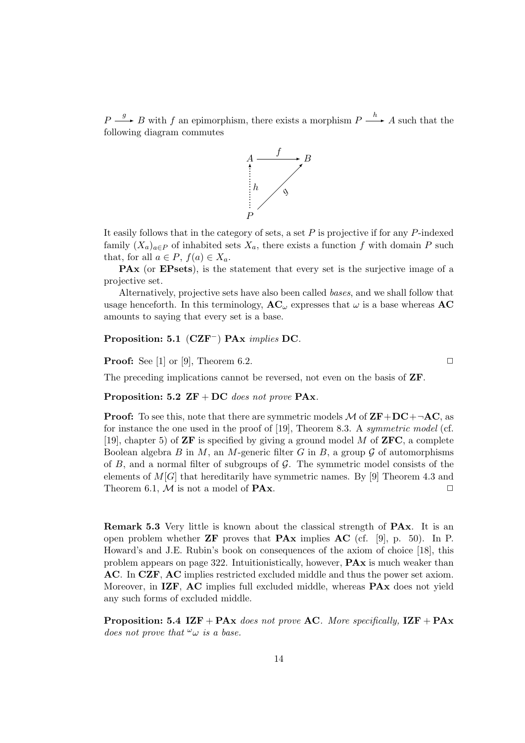$P \xrightarrow{g} B$ with $f$ an epimorphism, there exists a morphism $P \xrightarrow{h} A$ such that the following diagram commutes

$$\begin{array}{ccc} A & \xrightarrow{f} & B \\ \uparrow h & \nearrow g & \\ P & & \end{array}$$

It easily follows that in the category of sets, a set $P$ is projective if for any $P$-indexed family $(X_a)_{a \in P}$ of inhabited sets $X_a$, there exists a function $f$ with domain $P$ such that, for all $a \in P$, $f(a) \in X_a$.

**PAx** (or **EPsets**), is the statement that every set is the surjective image of a projective set.

Alternatively, projective sets have also been called *bases*, and we shall follow that usage henceforth. In this terminology, $\mathbf{AC}_\omega$ expresses that $\omega$ is a base whereas **AC** amounts to saying that every set is a base.

**Proposition: 5.1** ($\mathbf{CZF}^-$) **PAx** *implies* **DC**.

**Proof:** See [1] or [9], Theorem 6.2. □

The preceding implications cannot be reversed, not even on the basis of **ZF**.

**Proposition: 5.2** $\mathbf{ZF} + \mathbf{DC}$ *does not prove* **PAx**.

**Proof:** To see this, note that there are symmetric models $\mathcal{M}$ of $\mathbf{ZF}+\mathbf{DC}+\neg\mathbf{AC}$, as for instance the one used in the proof of [19], Theorem 8.3. A *symmetric model* (cf. [19], chapter 5) of **ZF** is specified by giving a ground model $M$ of **ZFC**, a complete Boolean algebra $B$ in $M$, an $M$-generic filter $G$ in $B$, a group $\mathcal{G}$ of automorphisms of $B$, and a normal filter of subgroups of $\mathcal{G}$. The symmetric model consists of the elements of $M[G]$ that hereditarily have symmetric names. By [9] Theorem 4.3 and Theorem 6.1, $\mathcal{M}$ is not a model of **PAx**. □

**Remark 5.3** Very little is known about the classical strength of **PAx**. It is an open problem whether **ZF** proves that **PAx** implies **AC** (cf. [9], p. 50). In P. Howard's and J.E. Rubin's book on consequences of the axiom of choice [18], this problem appears on page 322. Intuitionistically, however, **PAx** is much weaker than **AC**. In **CZF**, **AC** implies restricted excluded middle and thus the power set axiom. Moreover, in **IZF**, **AC** implies full excluded middle, whereas **PAx** does not yield any such forms of excluded middle.

**Proposition: 5.4** $\mathbf{IZF} + \mathbf{PAx}$ *does not prove* **AC**. *More specifically,* $\mathbf{IZF} + \mathbf{PAx}$ *does not prove that* ${}^{\omega}\omega$ *is a base.*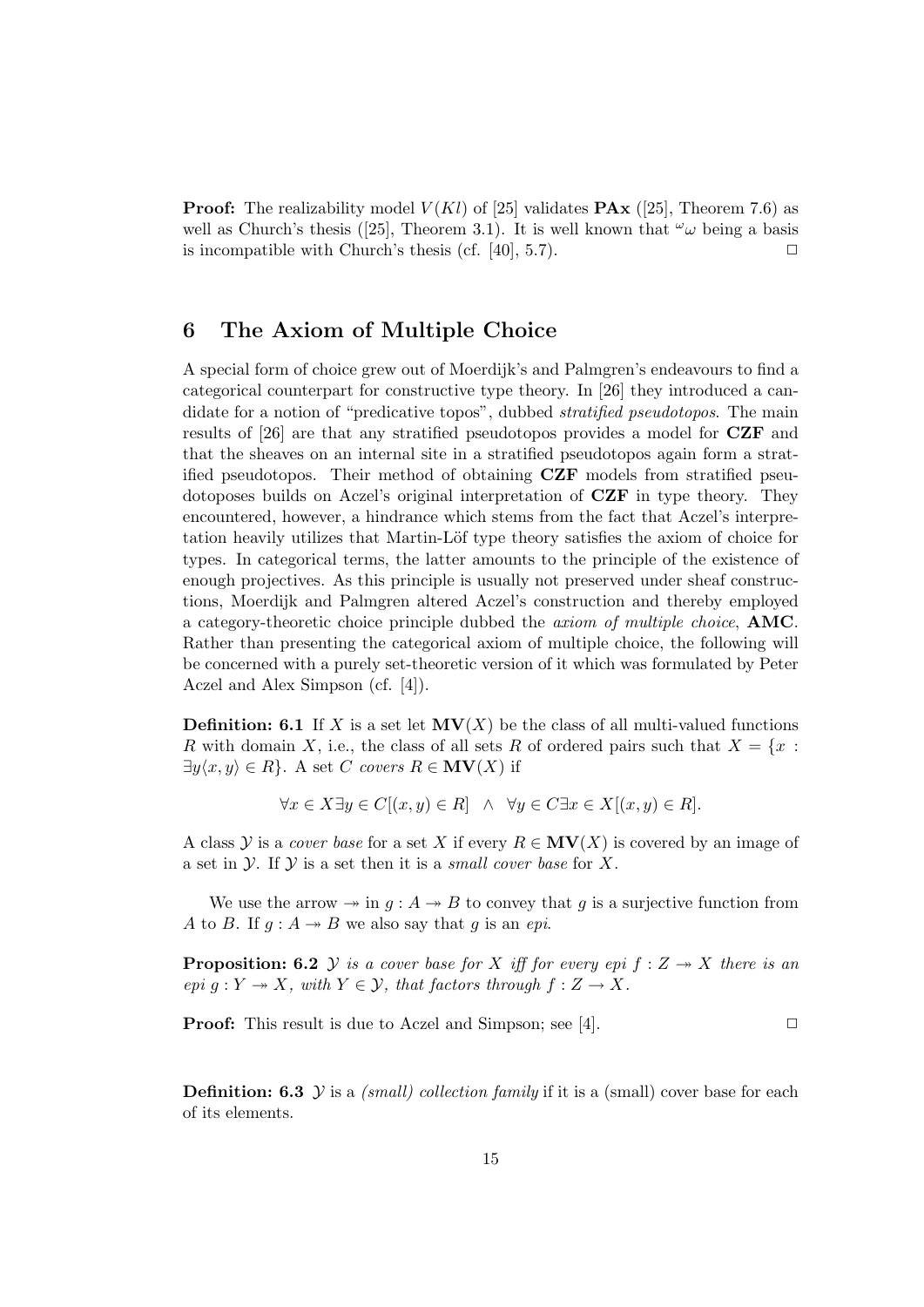**Proof:** The realizability model $V(Kl)$ of [25] validates **PAx** ([25], Theorem 7.6) as well as Church's thesis ([25], Theorem 3.1). It is well known that ${}^{\omega}\omega$ being a basis is incompatible with Church's thesis (cf. [40], 5.7). $\square$

## 6 The Axiom of Multiple Choice

A special form of choice grew out of Moerdijk's and Palmgren's endeavours to find a categorical counterpart for constructive type theory. In [26] they introduced a candidate for a notion of "predicative topos", dubbed *stratified pseudotopos*. The main results of [26] are that any stratified pseudotopos provides a model for **CZF** and that the sheaves on an internal site in a stratified pseudotopos again form a stratified pseudotopos. Their method of obtaining **CZF** models from stratified pseudotoposes builds on Aczel's original interpretation of **CZF** in type theory. They encountered, however, a hindrance which stems from the fact that Aczel's interpretation heavily utilizes that Martin-Löf type theory satisfies the axiom of choice for types. In categorical terms, the latter amounts to the principle of the existence of enough projectives. As this principle is usually not preserved under sheaf constructions, Moerdijk and Palmgren altered Aczel's construction and thereby employed a category-theoretic choice principle dubbed the *axiom of multiple choice*, **AMC**. Rather than presenting the categorical axiom of multiple choice, the following will be concerned with a purely set-theoretic version of it which was formulated by Peter Aczel and Alex Simpson (cf. [4]).

**Definition: 6.1** If $X$ is a set let $\mathbf{MV}(X)$ be the class of all multi-valued functions $R$ with domain $X$, i.e., the class of all sets $R$ of ordered pairs such that $X = \{x : \exists y\langle x, y\rangle \in R\}$. A set $C$ *covers* $R \in \mathbf{MV}(X)$ if

$$\forall x \in X \exists y \in C[(x, y) \in R] \quad \wedge \quad \forall y \in C \exists x \in X[(x, y) \in R].$$

A class $\mathcal{Y}$ is a *cover base* for a set $X$ if every $R \in \mathbf{MV}(X)$ is covered by an image of a set in $\mathcal{Y}$. If $\mathcal{Y}$ is a set then it is a *small cover base* for $X$.

We use the arrow $\twoheadrightarrow$ in $g : A \twoheadrightarrow B$ to convey that $g$ is a surjective function from $A$ to $B$. If $g : A \twoheadrightarrow B$ we also say that $g$ is an *epi*.

**Proposition: 6.2** *$\mathcal{Y}$ is a cover base for $X$ iff for every epi $f : Z \twoheadrightarrow X$ there is an epi $g : Y \twoheadrightarrow X$, with $Y \in \mathcal{Y}$, that factors through $f : Z \to X$.*

**Proof:** This result is due to Aczel and Simpson; see [4]. $\square$

**Definition: 6.3** $\mathcal{Y}$ is a *(small) collection family* if it is a (small) cover base for each of its elements.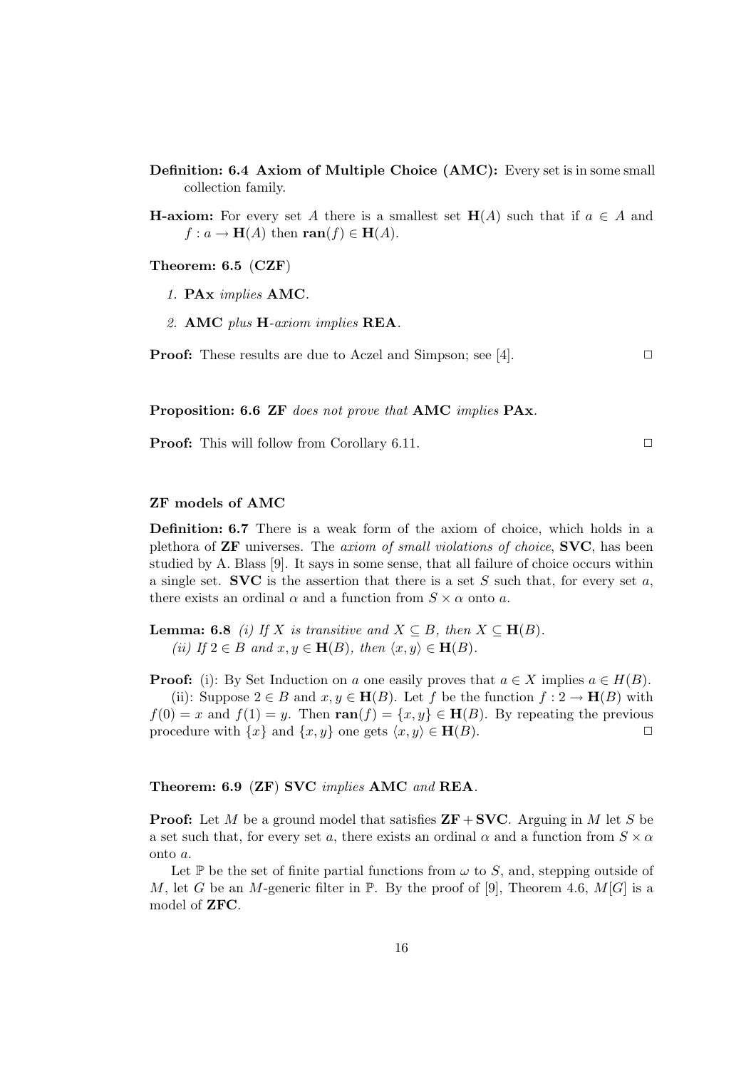**Definition: 6.4 Axiom of Multiple Choice (AMC):** Every set is in some small collection family.

**H-axiom:** For every set $A$ there is a smallest set $\mathbf{H}(A)$ such that if $a \in A$ and $f : a \to \mathbf{H}(A)$ then $\mathbf{ran}(f) \in \mathbf{H}(A)$.

**Theorem: 6.5** (**CZF**)

1. **PAx** *implies* **AMC**.
2. **AMC** *plus* **H**-*axiom implies* **REA**.

**Proof:** These results are due to Aczel and Simpson; see [4]. $\square$

**Proposition: 6.6 ZF** *does not prove that* **AMC** *implies* **PAx**.

**Proof:** This will follow from Corollary 6.11. $\square$

### ZF models of AMC

**Definition: 6.7** There is a weak form of the axiom of choice, which holds in a plethora of **ZF** universes. The *axiom of small violations of choice*, **SVC**, has been studied by A. Blass [9]. It says in some sense, that all failure of choice occurs within a single set. **SVC** is the assertion that there is a set $S$ such that, for every set $a$, there exists an ordinal $\alpha$ and a function from $S \times \alpha$ onto $a$.

**Lemma: 6.8** *(i) If $X$ is transitive and $X \subseteq B$, then $X \subseteq \mathbf{H}(B)$.*
*(ii) If $2 \in B$ and $x, y \in \mathbf{H}(B)$, then $\langle x, y \rangle \in \mathbf{H}(B)$.*

**Proof:** (i): By Set Induction on $a$ one easily proves that $a \in X$ implies $a \in H(B)$.

(ii): Suppose $2 \in B$ and $x, y \in \mathbf{H}(B)$. Let $f$ be the function $f : 2 \to \mathbf{H}(B)$ with $f(0) = x$ and $f(1) = y$. Then $\mathbf{ran}(f) = \{x, y\} \in \mathbf{H}(B)$. By repeating the previous procedure with $\{x\}$ and $\{x, y\}$ one gets $\langle x, y \rangle \in \mathbf{H}(B)$. $\square$

**Theorem: 6.9** (**ZF**) **SVC** *implies* **AMC** *and* **REA**.

**Proof:** Let $M$ be a ground model that satisfies $\mathbf{ZF} + \mathbf{SVC}$. Arguing in $M$ let $S$ be a set such that, for every set $a$, there exists an ordinal $\alpha$ and a function from $S \times \alpha$ onto $a$.

Let $\mathbb{P}$ be the set of finite partial functions from $\omega$ to $S$, and, stepping outside of $M$, let $G$ be an $M$-generic filter in $\mathbb{P}$. By the proof of [9], Theorem 4.6, $M[G]$ is a model of **ZFC**.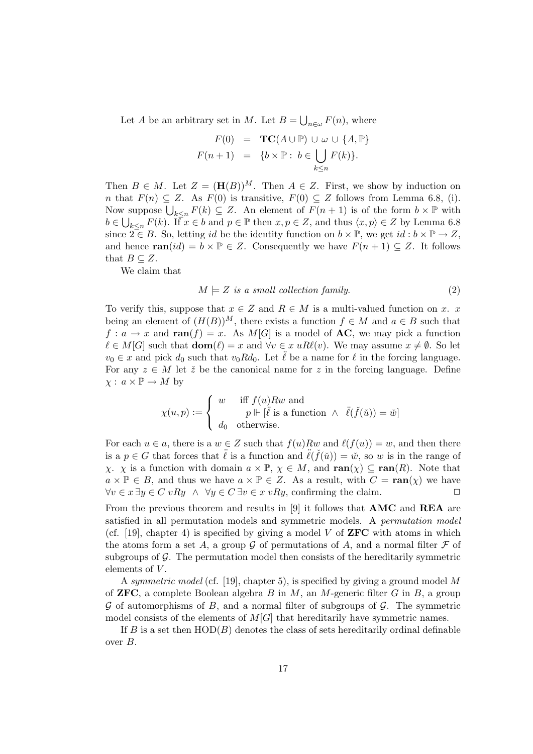Let $A$ be an arbitrary set in $M$. Let $B = \bigcup_{n\in\omega} F(n)$, where

$$\begin{aligned} F(0) &= \mathbf{TC}(A \cup \mathbb{P}) \cup \omega \cup \{A, \mathbb{P}\} \\ F(n+1) &= \{b \times \mathbb{P} : \, b \in \bigcup_{k \leq n} F(k)\}. \end{aligned}$$

Then $B \in M$. Let $Z = (\mathbf{H}(B))^M$. Then $A \in Z$. First, we show by induction on $n$ that $F(n) \subseteq Z$. As $F(0)$ is transitive, $F(0) \subseteq Z$ follows from Lemma 6.8, (i). Now suppose $\bigcup_{k\leq n} F(k) \subseteq Z$. An element of $F(n+1)$ is of the form $b \times \mathbb{P}$ with $b \in \bigcup_{k\leq n} F(k)$. If $x \in b$ and $p \in \mathbb{P}$ then $x, p \in Z$, and thus $\langle x, p\rangle \in Z$ by Lemma 6.8 since $2 \in B$. So, letting $id$ be the identity function on $b \times \mathbb{P}$, we get $id : b \times \mathbb{P} \to Z$, and hence $\mathbf{ran}(id) = b \times \mathbb{P} \in Z$. Consequently we have $F(n+1) \subseteq Z$. It follows that $B \subseteq Z$.

We claim that

$$M \models Z \textit{ is a small collection family.} \tag{2}$$

To verify this, suppose that $x \in Z$ and $R \in M$ is a multi-valued function on $x$. $x$ being an element of $(H(B))^M$, there exists a function $f \in M$ and $a \in B$ such that $f : a \to x$ and $\mathbf{ran}(f) = x$. As $M[G]$ is a model of $\mathbf{AC}$, we may pick a function $\ell \in M[G]$ such that $\mathbf{dom}(\ell) = x$ and $\forall v \in x \; uR\ell(v)$. We may assume $x \neq \emptyset$. So let $v_0 \in x$ and pick $d_0$ such that $v_0 R d_0$. Let $\ddot{\ell}$ be a name for $\ell$ in the forcing language. For any $z \in M$ let $\check{z}$ be the canonical name for $z$ in the forcing language. Define $\chi : a \times \mathbb{P} \to M$ by

$$\chi(u,p) := \begin{cases} w & \text{iff } f(u)Rw \text{ and} \\ & \quad p \Vdash [\ddot{\ell} \text{ is a function } \wedge \; \ddot{\ell}(\check{f}(\check{u})) = \check{w}] \\ d_0 & \text{otherwise.} \end{cases}$$

For each $u \in a$, there is a $w \in Z$ such that $f(u)Rw$ and $\ell(f(u)) = w$, and then there is a $p \in G$ that forces that $\ddot{\ell}$ is a function and $\ddot{\ell}(\check{f}(\check{u})) = \check{w}$, so $w$ is in the range of $\chi$. $\chi$ is a function with domain $a \times \mathbb{P}$, $\chi \in M$, and $\mathbf{ran}(\chi) \subseteq \mathbf{ran}(R)$. Note that $a \times \mathbb{P} \in B$, and thus we have $a \times \mathbb{P} \in Z$. As a result, with $C = \mathbf{ran}(\chi)$ we have $\forall v \in x \, \exists y \in C \; vRy \;\; \wedge \;\; \forall y \in C \, \exists v \in x \; vRy$, confirming the claim. $\Box$

From the previous theorem and results in [9] it follows that **AMC** and **REA** are satisfied in all permutation models and symmetric models. A *permutation model* (cf. [19], chapter 4) is specified by giving a model $V$ of **ZFC** with atoms in which the atoms form a set $A$, a group $\mathcal{G}$ of permutations of $A$, and a normal filter $\mathcal{F}$ of subgroups of $\mathcal{G}$. The permutation model then consists of the hereditarily symmetric elements of $V$.

A *symmetric model* (cf. [19], chapter 5), is specified by giving a ground model $M$ of **ZFC**, a complete Boolean algebra $B$ in $M$, an $M$-generic filter $G$ in $B$, a group $\mathcal{G}$ of automorphisms of $B$, and a normal filter of subgroups of $\mathcal{G}$. The symmetric model consists of the elements of $M[G]$ that hereditarily have symmetric names.

If $B$ is a set then $\mathrm{HOD}(B)$ denotes the class of sets hereditarily ordinal definable over $B$.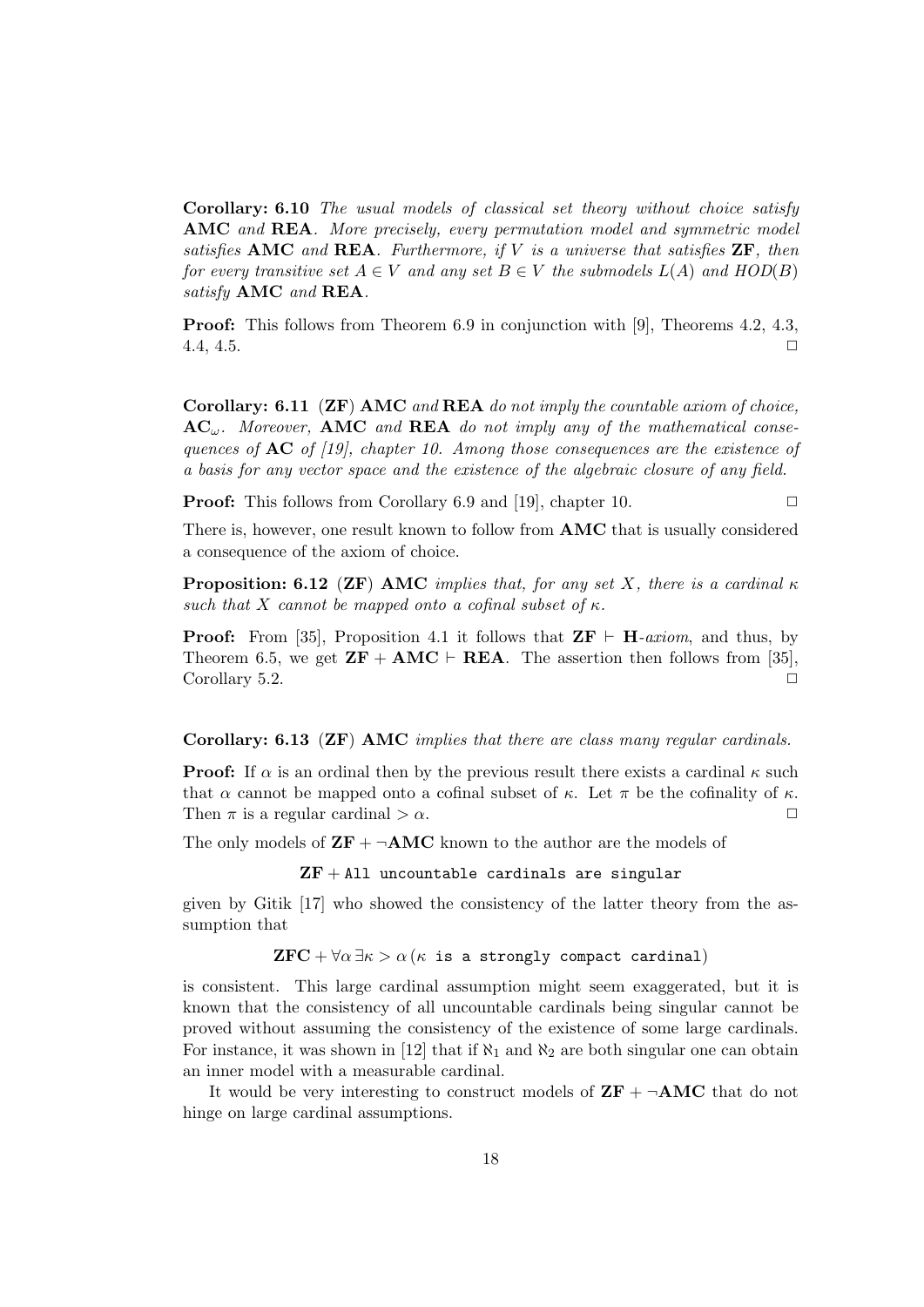**Corollary: 6.10** *The usual models of classical set theory without choice satisfy* **AMC** *and* **REA**. *More precisely, every permutation model and symmetric model satisfies* **AMC** *and* **REA**. *Furthermore, if $V$ is a universe that satisfies* **ZF**, *then for every transitive set $A \in V$ and any set $B \in V$ the submodels $L(A)$ and $HOD(B)$ satisfy* **AMC** *and* **REA**.

**Proof:** This follows from Theorem 6.9 in conjunction with [9], Theorems 4.2, 4.3, 4.4, 4.5. $\Box$

**Corollary: 6.11** (**ZF**) **AMC** *and* **REA** *do not imply the countable axiom of choice,* $\mathbf{AC}_\omega$. *Moreover,* **AMC** *and* **REA** *do not imply any of the mathematical consequences of* **AC** *of [19], chapter 10. Among those consequences are the existence of a basis for any vector space and the existence of the algebraic closure of any field.*

**Proof:** This follows from Corollary 6.9 and [19], chapter 10. $\Box$

There is, however, one result known to follow from **AMC** that is usually considered a consequence of the axiom of choice.

**Proposition: 6.12** (**ZF**) **AMC** *implies that, for any set $X$, there is a cardinal $\kappa$ such that $X$ cannot be mapped onto a cofinal subset of $\kappa$.*

**Proof:** From [35], Proposition 4.1 it follows that $\mathbf{ZF} \vdash \mathbf{H}$-*axiom*, and thus, by Theorem 6.5, we get $\mathbf{ZF} + \mathbf{AMC} \vdash \mathbf{REA}$. The assertion then follows from [35], Corollary 5.2. $\Box$

**Corollary: 6.13** (**ZF**) **AMC** *implies that there are class many regular cardinals.*

**Proof:** If $\alpha$ is an ordinal then by the previous result there exists a cardinal $\kappa$ such that $\alpha$ cannot be mapped onto a cofinal subset of $\kappa$. Let $\pi$ be the cofinality of $\kappa$. Then $\pi$ is a regular cardinal $> \alpha$. $\Box$

The only models of $\mathbf{ZF} + \neg\mathbf{AMC}$ known to the author are the models of

$$\mathbf{ZF} + \texttt{All uncountable cardinals are singular}$$

given by Gitik [17] who showed the consistency of the latter theory from the assumption that

$$\mathbf{ZFC} + \forall\alpha\,\exists\kappa > \alpha\,(\kappa \texttt{ is a strongly compact cardinal})$$

is consistent. This large cardinal assumption might seem exaggerated, but it is known that the consistency of all uncountable cardinals being singular cannot be proved without assuming the consistency of the existence of some large cardinals. For instance, it was shown in [12] that if $\aleph_1$ and $\aleph_2$ are both singular one can obtain an inner model with a measurable cardinal.

It would be very interesting to construct models of $\mathbf{ZF} + \neg\mathbf{AMC}$ that do not hinge on large cardinal assumptions.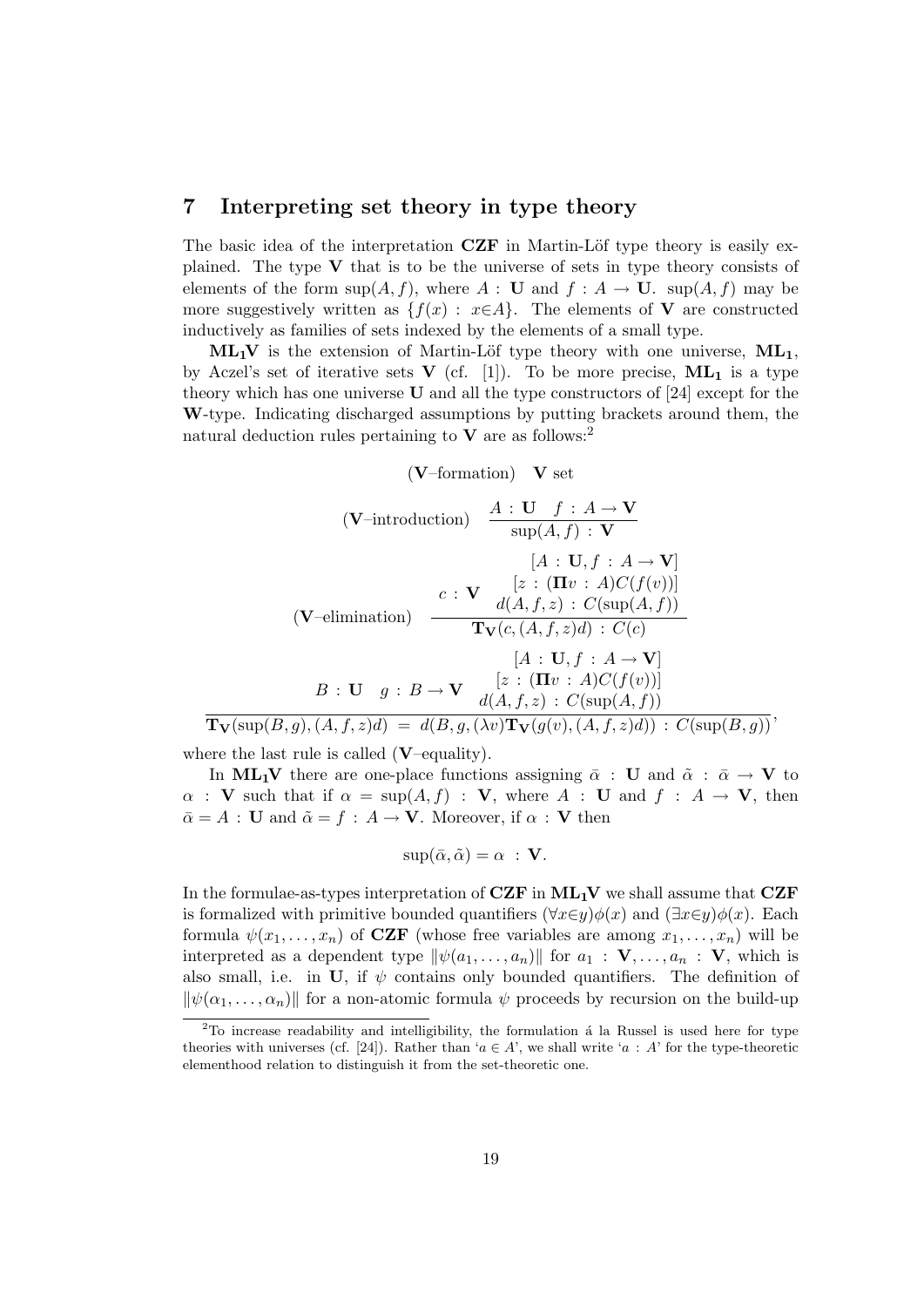## 7 Interpreting set theory in type theory

The basic idea of the interpretation **CZF** in Martin-Löf type theory is easily explained. The type $\mathbf{V}$ that is to be the universe of sets in type theory consists of elements of the form $\sup(A, f)$, where $A : \mathbf{U}$ and $f : A \to \mathbf{U}$. $\sup(A, f)$ may be more suggestively written as $\{f(x) : x{\in}A\}$. The elements of $\mathbf{V}$ are constructed inductively as families of sets indexed by the elements of a small type.

$\mathbf{ML_1V}$ is the extension of Martin-Löf type theory with one universe, $\mathbf{ML_1}$, by Aczel's set of iterative sets $\mathbf{V}$ (cf. [1]). To be more precise, $\mathbf{ML_1}$ is a type theory which has one universe $\mathbf{U}$ and all the type constructors of [24] except for the $\mathbf{W}$-type. Indicating discharged assumptions by putting brackets around them, the natural deduction rules pertaining to $\mathbf{V}$ are as follows:[2]

$$(\mathbf{V}\text{–formation}) \quad \mathbf{V} \text{ set}$$

$$(\mathbf{V}\text{–introduction}) \quad \frac{A : \mathbf{U} \quad f : A \to \mathbf{V}}{\sup(A, f) : \mathbf{V}}$$

$$(\mathbf{V}\text{–elimination}) \quad \frac{c : \mathbf{V} \quad \begin{array}{c}[A : \mathbf{U}, f : A \to \mathbf{V}] \\ [z : (\mathbf{\Pi} v : A)C(f(v))] \\ d(A, f, z) : C(\sup(A, f))\end{array}}{\mathbf{T_V}(c, (A, f, z)d) : C(c)}$$

$$\frac{B : \mathbf{U} \quad g : B \to \mathbf{V} \quad \begin{array}{c}[A : \mathbf{U}, f : A \to \mathbf{V}] \\ [z : (\mathbf{\Pi} v : A)C(f(v))] \\ d(A, f, z) : C(\sup(A, f))\end{array}}{\mathbf{T_V}(\sup(B, g), (A, f, z)d) \;=\; d(B, g, (\lambda v)\mathbf{T_V}(g(v), (A, f, z)d)) : C(\sup(B, g))},$$

where the last rule is called ($\mathbf{V}$–equality).

In $\mathbf{ML_1V}$ there are one-place functions assigning $\bar{\alpha} : \mathbf{U}$ and $\tilde{\alpha} : \bar{\alpha} \to \mathbf{V}$ to $\alpha : \mathbf{V}$ such that if $\alpha = \sup(A, f) : \mathbf{V}$, where $A : \mathbf{U}$ and $f : A \to \mathbf{V}$, then $\bar{\alpha} = A : \mathbf{U}$ and $\tilde{\alpha} = f : A \to \mathbf{V}$. Moreover, if $\alpha : \mathbf{V}$ then

$$\sup(\bar{\alpha}, \tilde{\alpha}) = \alpha \; : \mathbf{V}.$$

In the formulae-as-types interpretation of **CZF** in $\mathbf{ML_1V}$ we shall assume that **CZF** is formalized with primitive bounded quantifiers $(\forall x{\in}y)\phi(x)$ and $(\exists x{\in}y)\phi(x)$. Each formula $\psi(x_1, \ldots, x_n)$ of **CZF** (whose free variables are among $x_1, \ldots, x_n$) will be interpreted as a dependent type $\|\psi(a_1, \ldots, a_n)\|$ for $a_1 : \mathbf{V}, \ldots, a_n : \mathbf{V}$, which is also small, i.e. in $\mathbf{U}$, if $\psi$ contains only bounded quantifiers. The definition of $\|\psi(\alpha_1, \ldots, \alpha_n)\|$ for a non-atomic formula $\psi$ proceeds by recursion on the build-up

[2] To increase readability and intelligibility, the formulation á la Russel is used here for type theories with universes (cf. [24]). Rather than '$a \in A$', we shall write '$a : A$' for the type-theoretic elementhood relation to distinguish it from the set-theoretic one.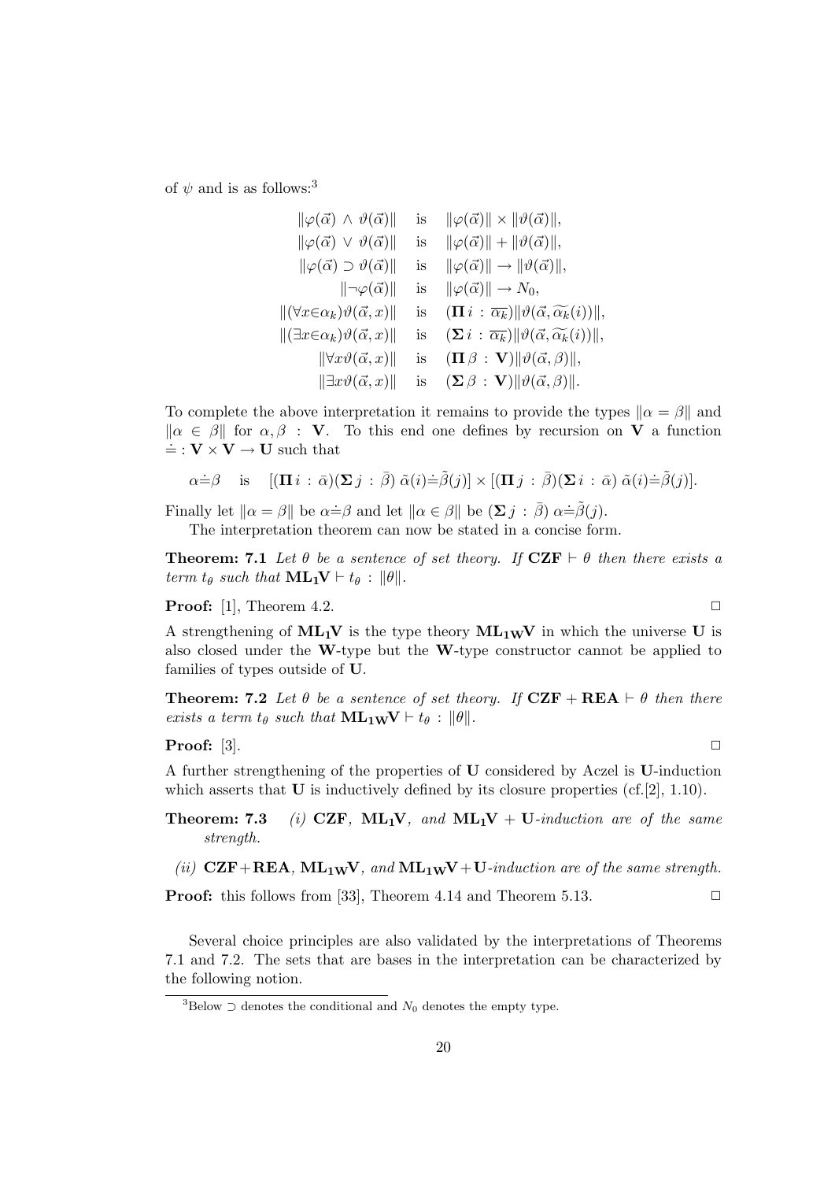of $\psi$ and is as follows:[3]

$$
\begin{array}{rcl}
\|\varphi(\vec{\alpha}) \wedge \vartheta(\vec{\alpha})\| & \text{is} & \|\varphi(\vec{\alpha})\| \times \|\vartheta(\vec{\alpha})\|, \\
\|\varphi(\vec{\alpha}) \vee \vartheta(\vec{\alpha})\| & \text{is} & \|\varphi(\vec{\alpha})\| + \|\vartheta(\vec{\alpha})\|, \\
\|\varphi(\vec{\alpha}) \supset \vartheta(\vec{\alpha})\| & \text{is} & \|\varphi(\vec{\alpha})\| \to \|\vartheta(\vec{\alpha})\|, \\
\|\neg\varphi(\vec{\alpha})\| & \text{is} & \|\varphi(\vec{\alpha})\| \to N_0, \\
\|(\forall x{\in}\alpha_k)\vartheta(\vec{\alpha}, x)\| & \text{is} & (\mathbf{\Pi}\, i : \overline{\alpha_k})\|\vartheta(\vec{\alpha}, \widetilde{\alpha_k}(i))\|, \\
\|(\exists x{\in}\alpha_k)\vartheta(\vec{\alpha}, x)\| & \text{is} & (\mathbf{\Sigma}\, i : \overline{\alpha_k})\|\vartheta(\vec{\alpha}, \widetilde{\alpha_k}(i))\|, \\
\|\forall x \vartheta(\vec{\alpha}, x)\| & \text{is} & (\mathbf{\Pi}\, \beta : \mathbf{V})\|\vartheta(\vec{\alpha}, \beta)\|, \\
\|\exists x \vartheta(\vec{\alpha}, x)\| & \text{is} & (\mathbf{\Sigma}\, \beta : \mathbf{V})\|\vartheta(\vec{\alpha}, \beta)\|.
\end{array}
$$

To complete the above interpretation it remains to provide the types $\|\alpha = \beta\|$ and $\|\alpha \in \beta\|$ for $\alpha, \beta : \mathbf{V}$. To this end one defines by recursion on $\mathbf{V}$ a function $\doteq : \mathbf{V} \times \mathbf{V} \to \mathbf{U}$ such that

$$\alpha \doteq \beta \quad \text{is} \quad [(\mathbf{\Pi}\, i : \bar{\alpha})(\mathbf{\Sigma}\, j : \bar{\beta})\ \tilde{\alpha}(i) \doteq \tilde{\beta}(j)] \times [(\mathbf{\Pi}\, j : \bar{\beta})(\mathbf{\Sigma}\, i : \bar{\alpha})\ \tilde{\alpha}(i) \doteq \tilde{\beta}(j)].$$

Finally let $\|\alpha = \beta\|$ be $\alpha \doteq \beta$ and let $\|\alpha \in \beta\|$ be $(\mathbf{\Sigma}\, j : \bar{\beta})\ \alpha \doteq \tilde{\beta}(j)$.

The interpretation theorem can now be stated in a concise form.

**Theorem: 7.1** *Let $\theta$ be a sentence of set theory. If $\mathbf{CZF} \vdash \theta$ then there exists a term $t_\theta$ such that $\mathbf{ML_1V} \vdash t_\theta : \|\theta\|$.*

**Proof:** [1], Theorem 4.2. $\Box$

A strengthening of $\mathbf{ML_1V}$ is the type theory $\mathbf{ML_{1W}V}$ in which the universe $\mathbf{U}$ is also closed under the $\mathbf{W}$-type but the $\mathbf{W}$-type constructor cannot be applied to families of types outside of $\mathbf{U}$.

**Theorem: 7.2** *Let $\theta$ be a sentence of set theory. If $\mathbf{CZF} + \mathbf{REA} \vdash \theta$ then there exists a term $t_\theta$ such that $\mathbf{ML_{1W}V} \vdash t_\theta : \|\theta\|$.*

**Proof:** [3]. $\Box$

A further strengthening of the properties of $\mathbf{U}$ considered by Aczel is $\mathbf{U}$-induction which asserts that $\mathbf{U}$ is inductively defined by its closure properties (cf.[2], 1.10).

**Theorem: 7.3** *(i) $\mathbf{CZF}$, $\mathbf{ML_1V}$, and $\mathbf{ML_1V}$ + $\mathbf{U}$-induction are of the same strength.*

*(ii) $\mathbf{CZF}+\mathbf{REA}$, $\mathbf{ML_{1W}V}$, and $\mathbf{ML_{1W}V}+\mathbf{U}$-induction are of the same strength.*

**Proof:** this follows from [33], Theorem 4.14 and Theorem 5.13. $\Box$

Several choice principles are also validated by the interpretations of Theorems 7.1 and 7.2. The sets that are bases in the interpretation can be characterized by the following notion.

[3] Below $\supset$ denotes the conditional and $N_0$ denotes the empty type.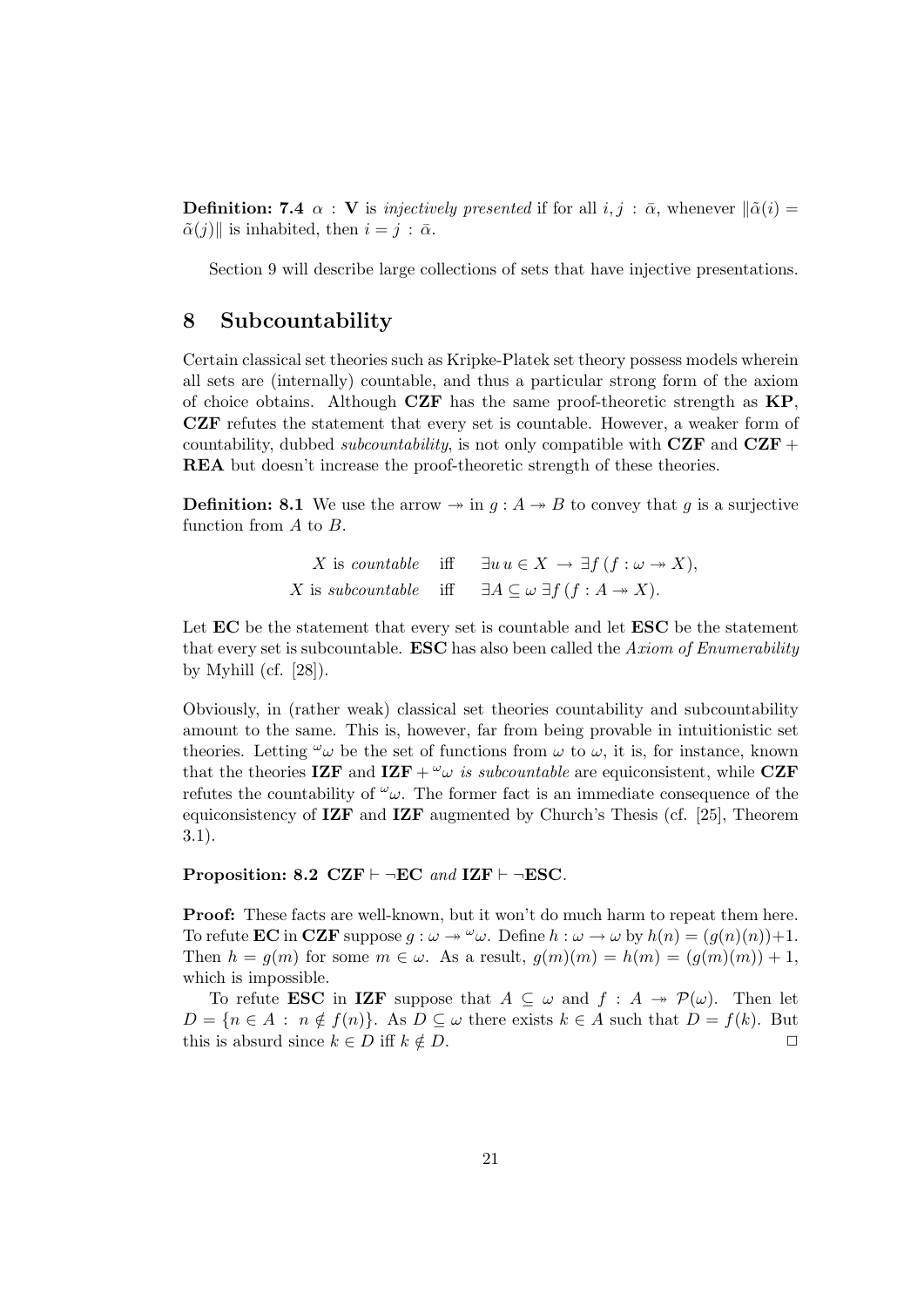**Definition: 7.4** $\alpha : \mathbf{V}$ is *injectively presented* if for all $i, j : \bar{\alpha}$, whenever $\|\tilde{\alpha}(i) = \tilde{\alpha}(j)\|$ is inhabited, then $i = j : \bar{\alpha}$.

Section 9 will describe large collections of sets that have injective presentations.

## 8 Subcountability

Certain classical set theories such as Kripke-Platek set theory possess models wherein all sets are (internally) countable, and thus a particular strong form of the axiom of choice obtains. Although **CZF** has the same proof-theoretic strength as **KP**, **CZF** refutes the statement that every set is countable. However, a weaker form of countability, dubbed *subcountability*, is not only compatible with **CZF** and **CZF** + **REA** but doesn't increase the proof-theoretic strength of these theories.

**Definition: 8.1** We use the arrow $\twoheadrightarrow$ in $g : A \twoheadrightarrow B$ to convey that $g$ is a surjective function from $A$ to $B$.

$$X \text{ is } \textit{countable} \quad \text{iff} \quad \exists u\, u \in X \rightarrow \exists f\,(f : \omega \twoheadrightarrow X),$$
$$X \text{ is } \textit{subcountable} \quad \text{iff} \quad \exists A \subseteq \omega\; \exists f\,(f : A \twoheadrightarrow X).$$

Let **EC** be the statement that every set is countable and let **ESC** be the statement that every set is subcountable. **ESC** has also been called the *Axiom of Enumerability* by Myhill (cf. [28]).

Obviously, in (rather weak) classical set theories countability and subcountability amount to the same. This is, however, far from being provable in intuitionistic set theories. Letting ${}^{\omega}\omega$ be the set of functions from $\omega$ to $\omega$, it is, for instance, known that the theories **IZF** and **IZF** + ${}^{\omega}\omega$ *is subcountable* are equiconsistent, while **CZF** refutes the countability of ${}^{\omega}\omega$. The former fact is an immediate consequence of the equiconsistency of **IZF** and **IZF** augmented by Church's Thesis (cf. [25], Theorem 3.1).

**Proposition: 8.2** $\mathbf{CZF} \vdash \neg\mathbf{EC}$ *and* $\mathbf{IZF} \vdash \neg\mathbf{ESC}$.

**Proof:** These facts are well-known, but it won't do much harm to repeat them here. To refute **EC** in **CZF** suppose $g : \omega \twoheadrightarrow {}^{\omega}\omega$. Define $h : \omega \rightarrow \omega$ by $h(n) = (g(n)(n)) + 1$. Then $h = g(m)$ for some $m \in \omega$. As a result, $g(m)(m) = h(m) = (g(m)(m)) + 1$, which is impossible.

To refute **ESC** in **IZF** suppose that $A \subseteq \omega$ and $f : A \twoheadrightarrow \mathcal{P}(\omega)$. Then let $D = \{n \in A : n \notin f(n)\}$. As $D \subseteq \omega$ there exists $k \in A$ such that $D = f(k)$. But this is absurd since $k \in D$ iff $k \notin D$. $\Box$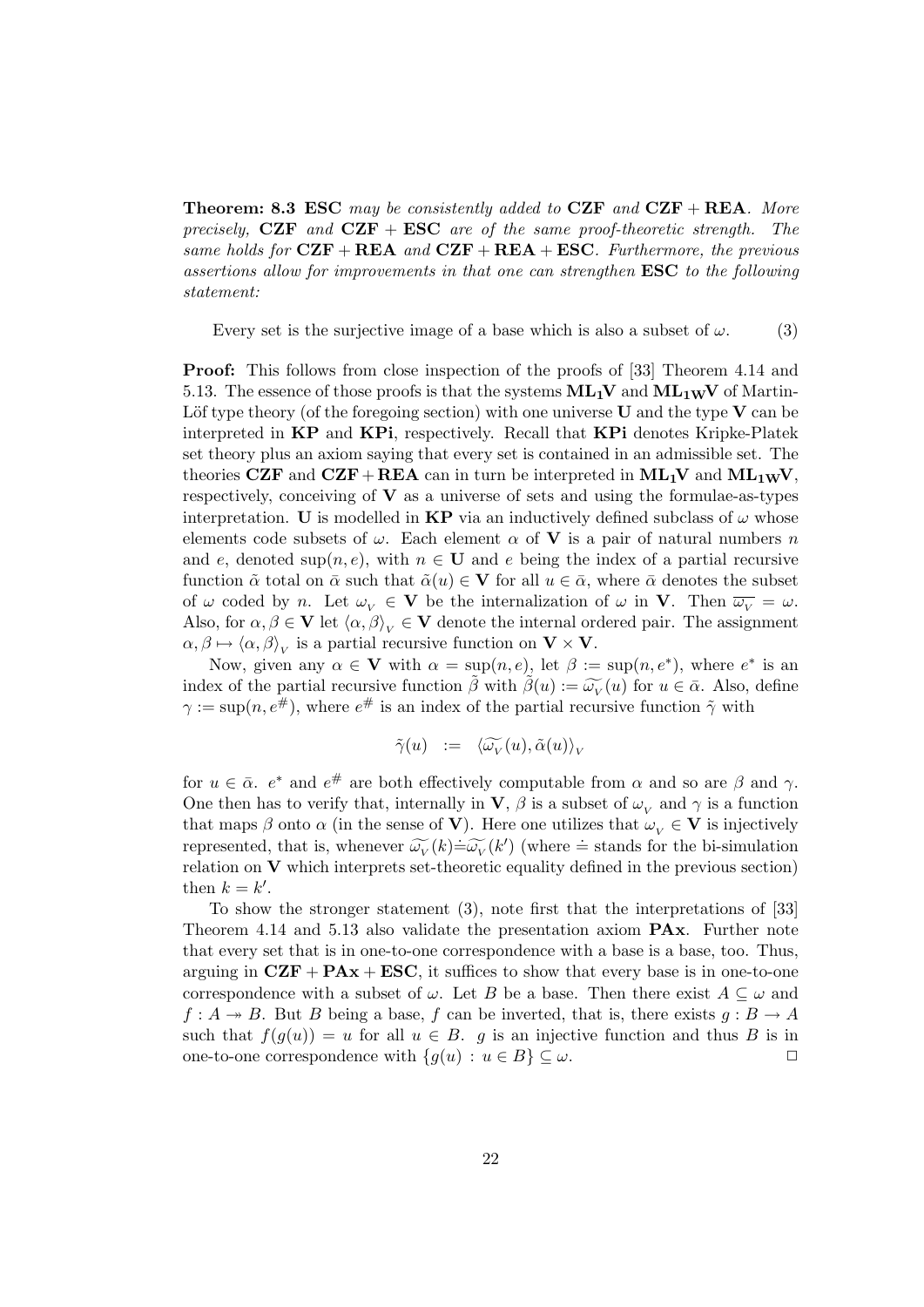**Theorem: 8.3** **ESC** *may be consistently added to* **CZF** *and* **CZF + REA**. *More precisely,* **CZF** *and* **CZF + ESC** *are of the same proof-theoretic strength. The same holds for* **CZF + REA** *and* **CZF + REA + ESC**. *Furthermore, the previous assertions allow for improvements in that one can strengthen* **ESC** *to the following statement:*

$$\text{Every set is the surjective image of a base which is also a subset of } \omega. \tag{3}$$

**Proof:** This follows from close inspection of the proofs of [33] Theorem 4.14 and 5.13. The essence of those proofs is that the systems $\mathbf{ML_1V}$ and $\mathbf{ML_{1W}V}$ of Martin-Löf type theory (of the foregoing section) with one universe $\mathbf{U}$ and the type $\mathbf{V}$ can be interpreted in **KP** and **KPi**, respectively. Recall that **KPi** denotes Kripke-Platek set theory plus an axiom saying that every set is contained in an admissible set. The theories **CZF** and **CZF + REA** can in turn be interpreted in $\mathbf{ML_1V}$ and $\mathbf{ML_{1W}V}$, respectively, conceiving of $\mathbf{V}$ as a universe of sets and using the formulae-as-types interpretation. $\mathbf{U}$ is modelled in **KP** via an inductively defined subclass of $\omega$ whose elements code subsets of $\omega$. Each element $\alpha$ of $\mathbf{V}$ is a pair of natural numbers $n$ and $e$, denoted $\sup(n, e)$, with $n \in \mathbf{U}$ and $e$ being the index of a partial recursive function $\tilde{\alpha}$ total on $\bar{\alpha}$ such that $\tilde{\alpha}(u) \in \mathbf{V}$ for all $u \in \bar{\alpha}$, where $\bar{\alpha}$ denotes the subset of $\omega$ coded by $n$. Let $\omega_{V} \in \mathbf{V}$ be the internalization of $\omega$ in $\mathbf{V}$. Then $\overline{\omega_{V}} = \omega$. Also, for $\alpha, \beta \in \mathbf{V}$ let $\langle \alpha, \beta \rangle_{V} \in \mathbf{V}$ denote the internal ordered pair. The assignment $\alpha, \beta \mapsto \langle \alpha, \beta \rangle_{V}$ is a partial recursive function on $\mathbf{V} \times \mathbf{V}$.

Now, given any $\alpha \in \mathbf{V}$ with $\alpha = \sup(n, e)$, let $\beta := \sup(n, e^*)$, where $e^*$ is an index of the partial recursive function $\tilde{\beta}$ with $\tilde{\beta}(u) := \widetilde{\omega_{V}}(u)$ for $u \in \bar{\alpha}$. Also, define $\gamma := \sup(n, e^{\#})$, where $e^{\#}$ is an index of the partial recursive function $\tilde{\gamma}$ with

$$\tilde{\gamma}(u) \ := \ \langle \widetilde{\omega_{V}}(u), \tilde{\alpha}(u) \rangle_{V}$$

for $u \in \bar{\alpha}$. $e^*$ and $e^{\#}$ are both effectively computable from $\alpha$ and so are $\beta$ and $\gamma$. One then has to verify that, internally in $\mathbf{V}$, $\beta$ is a subset of $\omega_{V}$ and $\gamma$ is a function that maps $\beta$ onto $\alpha$ (in the sense of $\mathbf{V}$). Here one utilizes that $\omega_{V} \in \mathbf{V}$ is injectively represented, that is, whenever $\widetilde{\omega_{V}}(k) \doteq \widetilde{\omega_{V}}(k')$ (where $\doteq$ stands for the bi-simulation relation on $\mathbf{V}$ which interprets set-theoretic equality defined in the previous section) then $k = k'$.

To show the stronger statement (3), note first that the interpretations of [33] Theorem 4.14 and 5.13 also validate the presentation axiom **PAx**. Further note that every set that is in one-to-one correspondence with a base is a base, too. Thus, arguing in **CZF + PAx + ESC**, it suffices to show that every base is in one-to-one correspondence with a subset of $\omega$. Let $B$ be a base. Then there exist $A \subseteq \omega$ and $f : A \twoheadrightarrow B$. But $B$ being a base, $f$ can be inverted, that is, there exists $g : B \to A$ such that $f(g(u)) = u$ for all $u \in B$. $g$ is an injective function and thus $B$ is in one-to-one correspondence with $\{g(u) : u \in B\} \subseteq \omega$. □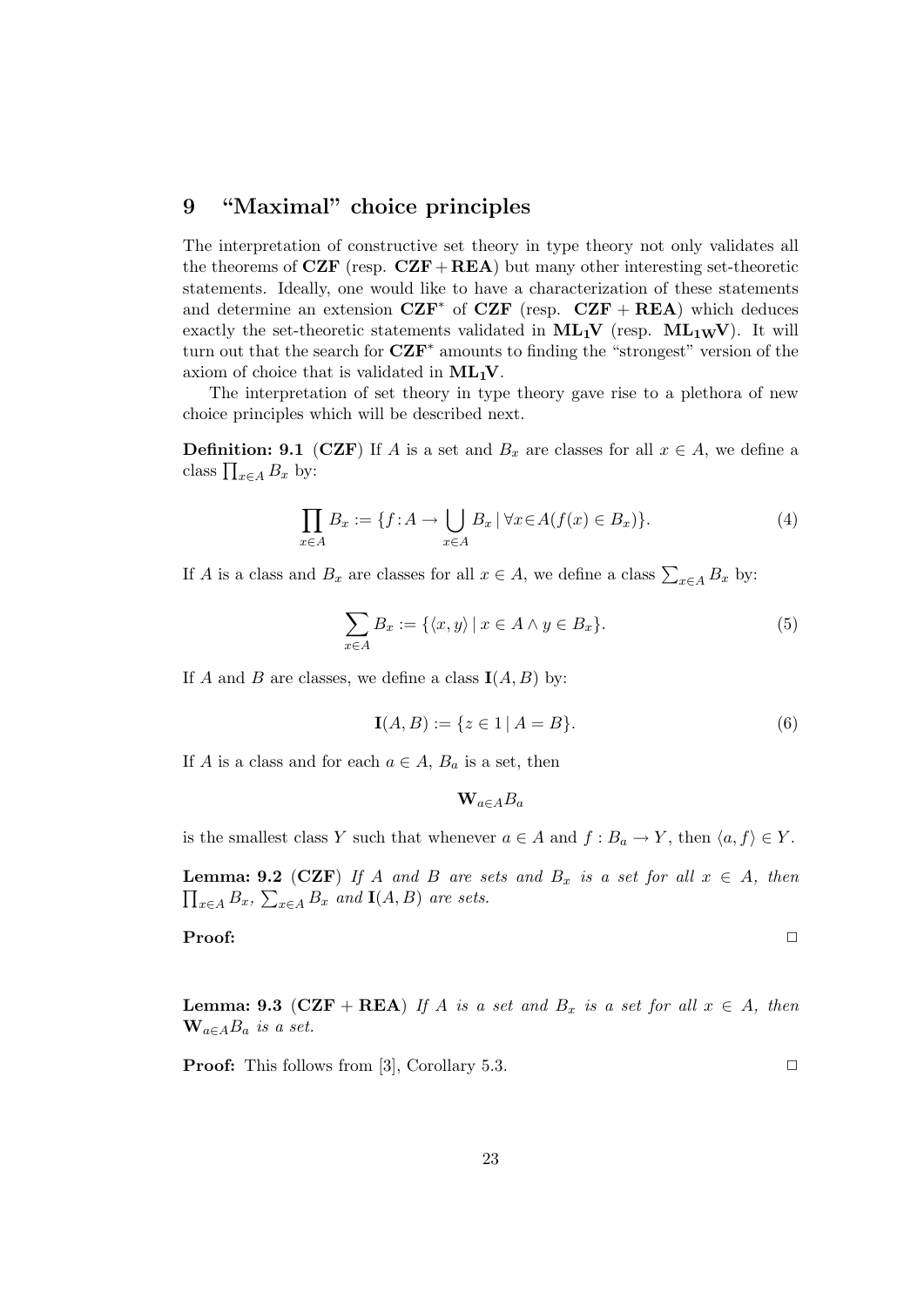## 9 "Maximal" choice principles

The interpretation of constructive set theory in type theory not only validates all the theorems of **CZF** (resp. **CZF + REA**) but many other interesting set-theoretic statements. Ideally, one would like to have a characterization of these statements and determine an extension $\mathbf{CZF}^*$ of **CZF** (resp. **CZF + REA**) which deduces exactly the set-theoretic statements validated in $\mathbf{ML_1V}$ (resp. $\mathbf{ML_{1W}V}$). It will turn out that the search for $\mathbf{CZF}^*$ amounts to finding the "strongest" version of the axiom of choice that is validated in $\mathbf{ML_1V}$.

The interpretation of set theory in type theory gave rise to a plethora of new choice principles which will be described next.

**Definition: 9.1** (**CZF**) If $A$ is a set and $B_x$ are classes for all $x \in A$, we define a class $\prod_{x\in A} B_x$ by:

$$\prod_{x\in A} B_x := \{f : A \to \bigcup_{x\in A} B_x \mid \forall x{\in}A(f(x) \in B_x)\}. \tag{4}$$

If $A$ is a class and $B_x$ are classes for all $x \in A$, we define a class $\sum_{x\in A} B_x$ by:

$$\sum_{x\in A} B_x := \{\langle x, y\rangle \mid x \in A \wedge y \in B_x\}. \tag{5}$$

If $A$ and $B$ are classes, we define a class $\mathbf{I}(A, B)$ by:

$$\mathbf{I}(A, B) := \{z \in 1 \mid A = B\}. \tag{6}$$

If $A$ is a class and for each $a \in A$, $B_a$ is a set, then

$$\mathbf{W}_{a\in A} B_a$$

is the smallest class $Y$ such that whenever $a \in A$ and $f : B_a \to Y$, then $\langle a, f\rangle \in Y$.

**Lemma: 9.2** (**CZF**) *If $A$ and $B$ are sets and $B_x$ is a set for all $x \in A$, then $\prod_{x\in A} B_x$, $\sum_{x\in A} B_x$ and $\mathbf{I}(A, B)$ are sets.*

**Proof:** □

**Lemma: 9.3** (**CZF + REA**) *If $A$ is a set and $B_x$ is a set for all $x \in A$, then $\mathbf{W}_{a\in A} B_a$ is a set.*

**Proof:** This follows from [3], Corollary 5.3. □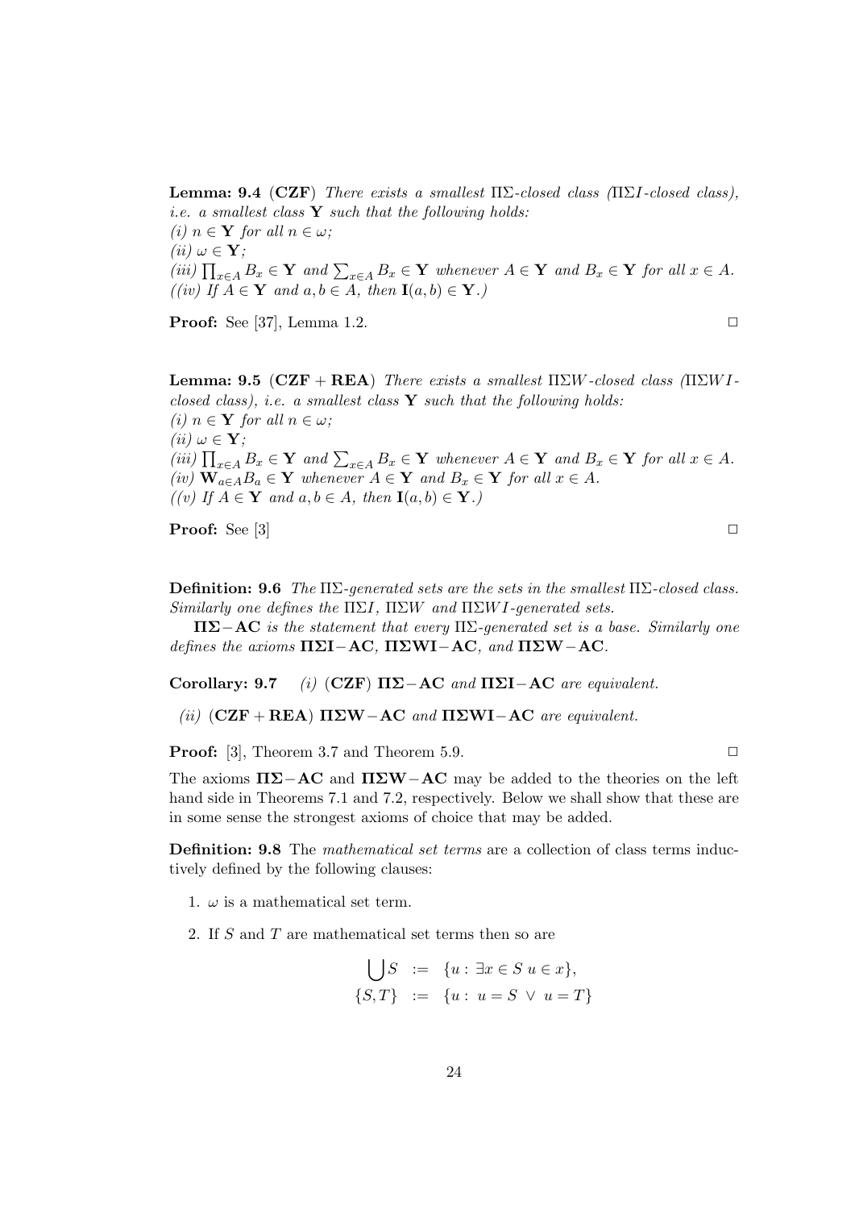**Lemma: 9.4** (**CZF**) *There exists a smallest* $\Pi\Sigma$*-closed class (*$\Pi\Sigma I$*-closed class), i.e. a smallest class* $\mathbf{Y}$ *such that the following holds:*
*(i)* $n \in \mathbf{Y}$ *for all* $n \in \omega$*;*
*(ii)* $\omega \in \mathbf{Y}$*;*
*(iii)* $\prod_{x \in A} B_x \in \mathbf{Y}$ *and* $\sum_{x \in A} B_x \in \mathbf{Y}$ *whenever* $A \in \mathbf{Y}$ *and* $B_x \in \mathbf{Y}$ *for all* $x \in A$*.*
*((iv) If* $A \in \mathbf{Y}$ *and* $a, b \in A$*, then* $\mathbf{I}(a, b) \in \mathbf{Y}$*.)*

**Proof:** See [37], Lemma 1.2. $\square$

**Lemma: 9.5** (**CZF + REA**) *There exists a smallest* $\Pi\Sigma W$*-closed class (*$\Pi\Sigma WI$*-closed class), i.e. a smallest class* $\mathbf{Y}$ *such that the following holds:*
*(i)* $n \in \mathbf{Y}$ *for all* $n \in \omega$*;*
*(ii)* $\omega \in \mathbf{Y}$*;*
*(iii)* $\prod_{x \in A} B_x \in \mathbf{Y}$ *and* $\sum_{x \in A} B_x \in \mathbf{Y}$ *whenever* $A \in \mathbf{Y}$ *and* $B_x \in \mathbf{Y}$ *for all* $x \in A$*.*
*(iv)* $\mathbf{W}_{a \in A} B_a \in \mathbf{Y}$ *whenever* $A \in \mathbf{Y}$ *and* $B_x \in \mathbf{Y}$ *for all* $x \in A$*.*
*((v) If* $A \in \mathbf{Y}$ *and* $a, b \in A$*, then* $\mathbf{I}(a, b) \in \mathbf{Y}$*.)*

**Proof:** See [3] $\square$

**Definition: 9.6** *The* $\Pi\Sigma$*-generated sets are the sets in the smallest* $\Pi\Sigma$*-closed class. Similarly one defines the* $\Pi\Sigma I$*,* $\Pi\Sigma W$ *and* $\Pi\Sigma WI$*-generated sets.*

$\mathbf{\Pi\Sigma{-}AC}$ *is the statement that every* $\Pi\Sigma$*-generated set is a base. Similarly one defines the axioms* $\mathbf{\Pi\Sigma I{-}AC}$*,* $\mathbf{\Pi\Sigma WI{-}AC}$*, and* $\mathbf{\Pi\Sigma W{-}AC}$*.*

**Corollary: 9.7** *(i)* (**CZF**) $\mathbf{\Pi\Sigma{-}AC}$ *and* $\mathbf{\Pi\Sigma I{-}AC}$ *are equivalent.*

*(ii)* (**CZF + REA**) $\mathbf{\Pi\Sigma W{-}AC}$ *and* $\mathbf{\Pi\Sigma WI{-}AC}$ *are equivalent.*

**Proof:** [3], Theorem 3.7 and Theorem 5.9. $\square$

The axioms $\mathbf{\Pi\Sigma{-}AC}$ and $\mathbf{\Pi\Sigma W{-}AC}$ may be added to the theories on the left hand side in Theorems 7.1 and 7.2, respectively. Below we shall show that these are in some sense the strongest axioms of choice that may be added.

**Definition: 9.8** The *mathematical set terms* are a collection of class terms inductively defined by the following clauses:

1. $\omega$ is a mathematical set term.

2. If $S$ and $T$ are mathematical set terms then so are

$$
\begin{aligned}
\bigcup S &:= \{u : \exists x \in S \; u \in x\}, \\
\{S, T\} &:= \{u : u = S \vee u = T\}
\end{aligned}
$$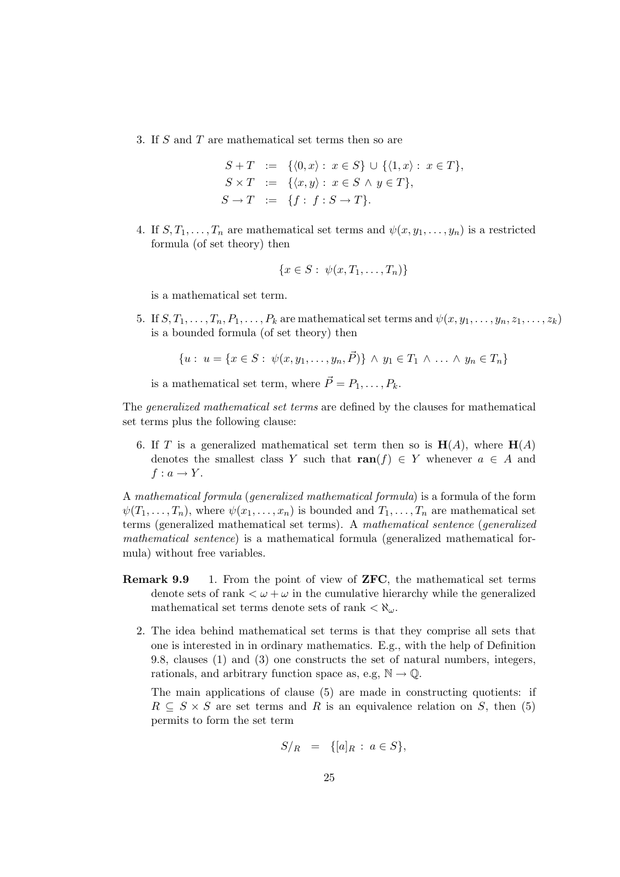3. If $S$ and $T$ are mathematical set terms then so are

$$\begin{aligned}
S + T &:= \{\langle 0, x\rangle :\ x \in S\} \cup \{\langle 1, x\rangle :\ x \in T\}, \\
S \times T &:= \{\langle x, y\rangle :\ x \in S \wedge y \in T\}, \\
S \to T &:= \{f :\ f : S \to T\}.
\end{aligned}$$

4. If $S, T_1, \ldots, T_n$ are mathematical set terms and $\psi(x, y_1, \ldots, y_n)$ is a restricted formula (of set theory) then

$$\{x \in S :\ \psi(x, T_1, \ldots, T_n)\}$$

is a mathematical set term.

5. If $S, T_1, \ldots, T_n, P_1, \ldots, P_k$ are mathematical set terms and $\psi(x, y_1, \ldots, y_n, z_1, \ldots, z_k)$ is a bounded formula (of set theory) then

$$\{u :\ u = \{x \in S :\ \psi(x, y_1, \ldots, y_n, \vec{P})\} \wedge y_1 \in T_1 \wedge \ldots \wedge y_n \in T_n\}$$

is a mathematical set term, where $\vec{P} = P_1, \ldots, P_k$.

The *generalized mathematical set terms* are defined by the clauses for mathematical set terms plus the following clause:

6. If $T$ is a generalized mathematical set term then so is $\mathbf{H}(A)$, where $\mathbf{H}(A)$ denotes the smallest class $Y$ such that $\mathbf{ran}(f) \in Y$ whenever $a \in A$ and $f : a \to Y$.

A *mathematical formula* (*generalized mathematical formula*) is a formula of the form $\psi(T_1, \ldots, T_n)$, where $\psi(x_1, \ldots, x_n)$ is bounded and $T_1, \ldots, T_n$ are mathematical set terms (generalized mathematical set terms). A *mathematical sentence* (*generalized mathematical sentence*) is a mathematical formula (generalized mathematical formula) without free variables.

**Remark 9.9** 1. From the point of view of **ZFC**, the mathematical set terms denote sets of rank $< \omega + \omega$ in the cumulative hierarchy while the generalized mathematical set terms denote sets of rank $< \aleph_\omega$.

2. The idea behind mathematical set terms is that they comprise all sets that one is interested in in ordinary mathematics. E.g., with the help of Definition 9.8, clauses (1) and (3) one constructs the set of natural numbers, integers, rationals, and arbitrary function space as, e.g, $\mathbb{N} \to \mathbb{Q}$.

   The main applications of clause (5) are made in constructing quotients: if $R \subseteq S \times S$ are set terms and $R$ is an equivalence relation on $S$, then (5) permits to form the set term

$$S/_R \ = \ \{[a]_R :\ a \in S\},$$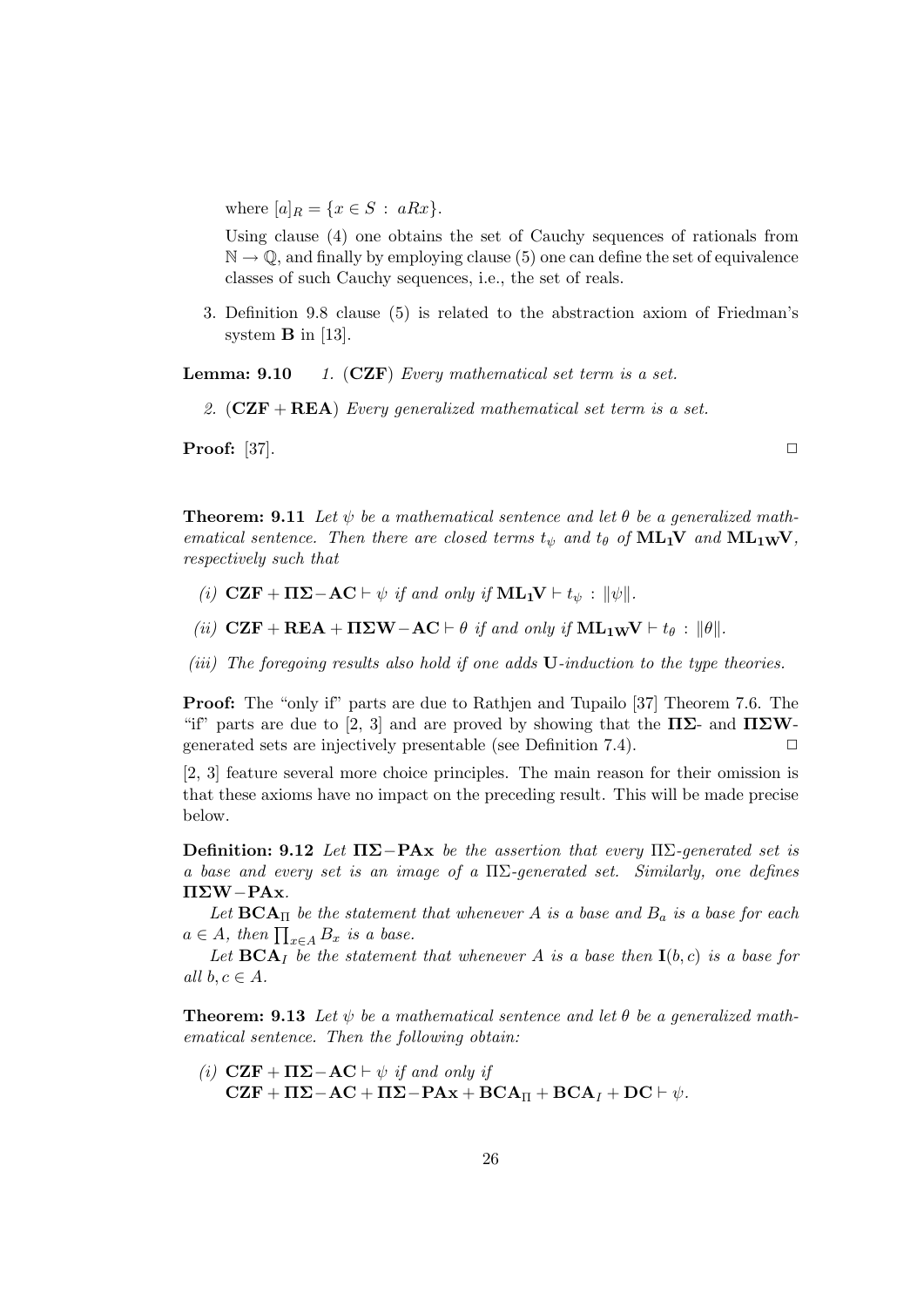where $[a]_R = \{x \in S \,:\, aRx\}$.

Using clause (4) one obtains the set of Cauchy sequences of rationals from $\mathbb{N} \to \mathbb{Q}$, and finally by employing clause (5) one can define the set of equivalence classes of such Cauchy sequences, i.e., the set of reals.

3. Definition 9.8 clause (5) is related to the abstraction axiom of Friedman's system **B** in [13].

**Lemma: 9.10** *1.* (**CZF**) *Every mathematical set term is a set.*

*2.* (**CZF + REA**) *Every generalized mathematical set term is a set.*

**Proof:** [37]. □

**Theorem: 9.11** *Let $\psi$ be a mathematical sentence and let $\theta$ be a generalized mathematical sentence. Then there are closed terms $t_\psi$ and $t_\theta$ of $\mathbf{ML_1V}$ and $\mathbf{ML_{1W}V}$, respectively such that*

*(i)* $\mathbf{CZF} + \mathbf{\Pi\Sigma{-}AC} \vdash \psi$ *if and only if* $\mathbf{ML_1V} \vdash t_\psi \,:\, \|\psi\|$.

*(ii)* $\mathbf{CZF} + \mathbf{REA} + \mathbf{\Pi\Sigma W{-}AC} \vdash \theta$ *if and only if* $\mathbf{ML_{1W}V} \vdash t_\theta \,:\, \|\theta\|$.

*(iii) The foregoing results also hold if one adds* **U**-*induction to the type theories.*

**Proof:** The "only if" parts are due to Rathjen and Tupailo [37] Theorem 7.6. The "if" parts are due to [2, 3] and are proved by showing that the **ΠΣ**- and **ΠΣW**-generated sets are injectively presentable (see Definition 7.4). □

[2, 3] feature several more choice principles. The main reason for their omission is that these axioms have no impact on the preceding result. This will be made precise below.

**Definition: 9.12** *Let* $\mathbf{\Pi\Sigma{-}PAx}$ *be the assertion that every* $\Pi\Sigma$*-generated set is a base and every set is an image of a* $\Pi\Sigma$*-generated set. Similarly, one defines* $\mathbf{\Pi\Sigma W{-}PAx}$.

*Let* $\mathbf{BCA}_\Pi$ *be the statement that whenever $A$ is a base and $B_a$ is a base for each $a \in A$, then $\prod_{x\in A} B_x$ is a base.*

*Let* $\mathbf{BCA}_I$ *be the statement that whenever $A$ is a base then $\mathbf{I}(b,c)$ is a base for all $b, c \in A$.*

**Theorem: 9.13** *Let $\psi$ be a mathematical sentence and let $\theta$ be a generalized mathematical sentence. Then the following obtain:*

*(i)* $\mathbf{CZF} + \mathbf{\Pi\Sigma{-}AC} \vdash \psi$ *if and only if*
$\mathbf{CZF} + \mathbf{\Pi\Sigma{-}AC} + \mathbf{\Pi\Sigma{-}PAx} + \mathbf{BCA}_\Pi + \mathbf{BCA}_I + \mathbf{DC} \vdash \psi$.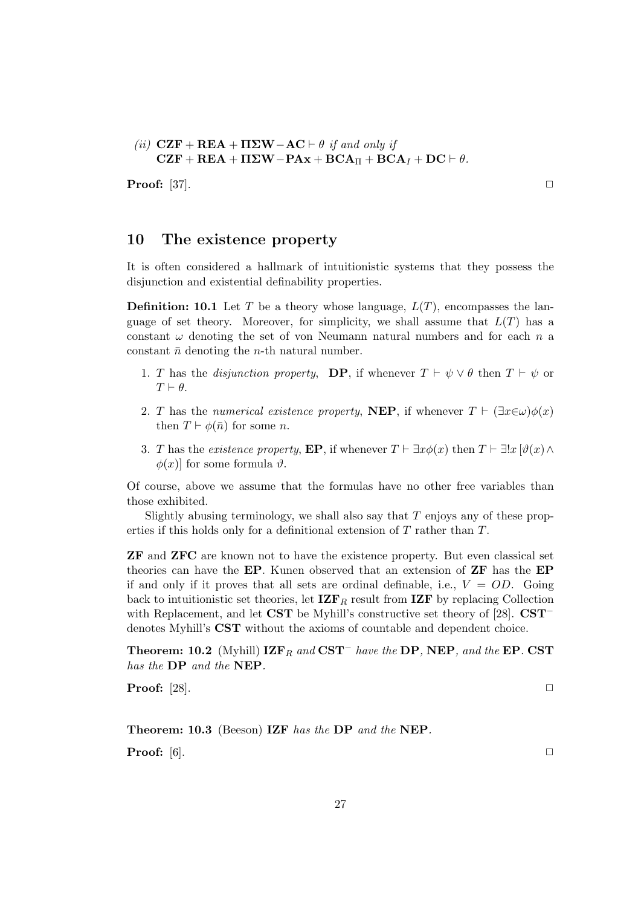*(ii)* $\mathbf{CZF} + \mathbf{REA} + \mathbf{\Pi\Sigma W} - \mathbf{AC} \vdash \theta$ *if and only if* $\mathbf{CZF} + \mathbf{REA} + \mathbf{\Pi\Sigma W} - \mathbf{PAx} + \mathbf{BCA}_{\Pi} + \mathbf{BCA}_{I} + \mathbf{DC} \vdash \theta$.

**Proof:** [37]. □

## 10 The existence property

It is often considered a hallmark of intuitionistic systems that they possess the disjunction and existential definability properties.

**Definition: 10.1** Let $T$ be a theory whose language, $L(T)$, encompasses the language of set theory. Moreover, for simplicity, we shall assume that $L(T)$ has a constant $\omega$ denoting the set of von Neumann natural numbers and for each $n$ a constant $\bar{n}$ denoting the $n$-th natural number.

1. $T$ has the *disjunction property*, **DP**, if whenever $T \vdash \psi \vee \theta$ then $T \vdash \psi$ or $T \vdash \theta$.
2. $T$ has the *numerical existence property*, **NEP**, if whenever $T \vdash (\exists x{\in}\omega)\phi(x)$ then $T \vdash \phi(\bar{n})$ for some $n$.
3. $T$ has the *existence property*, **EP**, if whenever $T \vdash \exists x\phi(x)$ then $T \vdash \exists! x\,[\vartheta(x) \wedge \phi(x)]$ for some formula $\vartheta$.

Of course, above we assume that the formulas have no other free variables than those exhibited.

Slightly abusing terminology, we shall also say that $T$ enjoys any of these properties if this holds only for a definitional extension of $T$ rather than $T$.

**ZF** and **ZFC** are known not to have the existence property. But even classical set theories can have the **EP**. Kunen observed that an extension of **ZF** has the **EP** if and only if it proves that all sets are ordinal definable, i.e., $V = OD$. Going back to intuitionistic set theories, let $\mathbf{IZF}_R$ result from **IZF** by replacing Collection with Replacement, and let **CST** be Myhill's constructive set theory of [28]. $\mathbf{CST}^-$ denotes Myhill's **CST** without the axioms of countable and dependent choice.

**Theorem: 10.2** (Myhill) *$\mathbf{IZF}_R$ and $\mathbf{CST}^-$ have the* **DP**, **NEP**, *and the* **EP**. **CST** *has the* **DP** *and the* **NEP**.

**Proof:** [28]. □

**Theorem: 10.3** (Beeson) **IZF** *has the* **DP** *and the* **NEP**.

**Proof:** [6]. □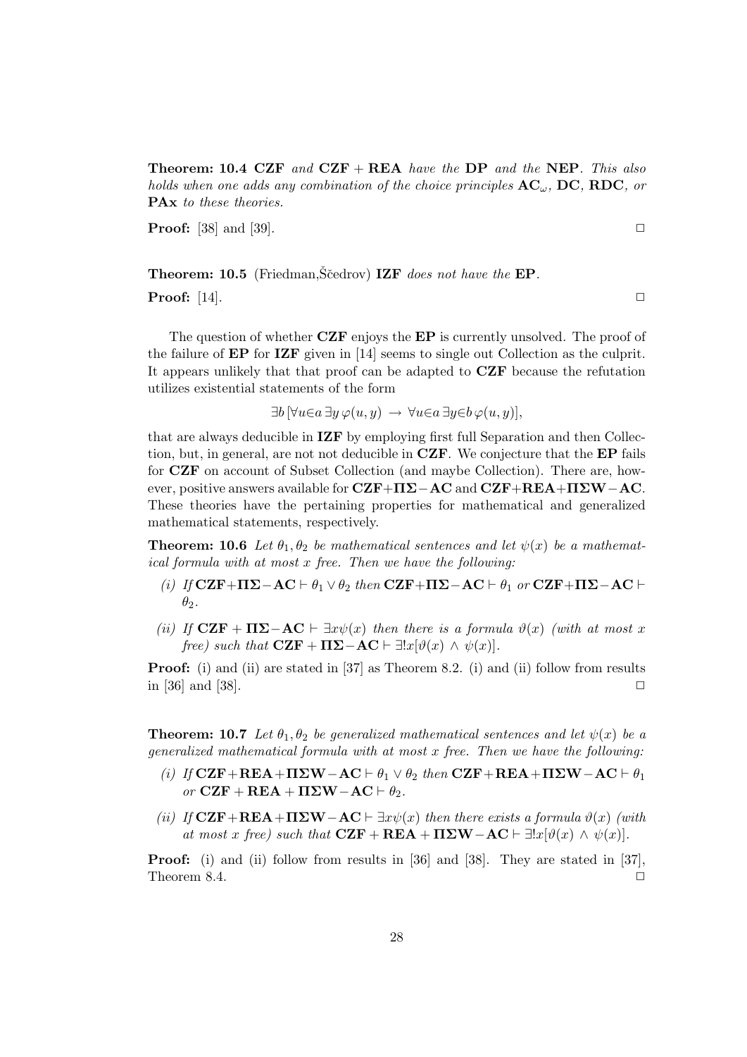**Theorem: 10.4** **CZF** *and* **CZF + REA** *have the* **DP** *and the* **NEP**. *This also holds when one adds any combination of the choice principles* $\mathbf{AC}_\omega$, **DC**, **RDC**, *or* **PAx** *to these theories.*

**Proof:** [38] and [39]. □

**Theorem: 10.5** (Friedman,Ščedrov) **IZF** *does not have the* **EP**.

**Proof:** [14]. □

The question of whether **CZF** enjoys the **EP** is currently unsolved. The proof of the failure of **EP** for **IZF** given in [14] seems to single out Collection as the culprit. It appears unlikely that that proof can be adapted to **CZF** because the refutation utilizes existential statements of the form

$$\exists b\,[\forall u{\in}a\,\exists y\,\varphi(u,y)\;\rightarrow\;\forall u{\in}a\,\exists y{\in}b\,\varphi(u,y)],$$

that are always deducible in **IZF** by employing first full Separation and then Collection, but, in general, are not not deducible in **CZF**. We conjecture that the **EP** fails for **CZF** on account of Subset Collection (and maybe Collection). There are, however, positive answers available for **CZF+ΠΣ−AC** and **CZF+REA+ΠΣW−AC**. These theories have the pertaining properties for mathematical and generalized mathematical statements, respectively.

**Theorem: 10.6** *Let* $\theta_1, \theta_2$ *be mathematical sentences and let* $\psi(x)$ *be a mathematical formula with at most* $x$ *free. Then we have the following:*

*(i) If* $\mathbf{CZF}{+}\mathbf{\Pi\Sigma}{-}\mathbf{AC} \vdash \theta_1 \vee \theta_2$ *then* $\mathbf{CZF}{+}\mathbf{\Pi\Sigma}{-}\mathbf{AC} \vdash \theta_1$ *or* $\mathbf{CZF}{+}\mathbf{\Pi\Sigma}{-}\mathbf{AC} \vdash \theta_2$.

*(ii) If* $\mathbf{CZF} + \mathbf{\Pi\Sigma}{-}\mathbf{AC} \vdash \exists x\psi(x)$ *then there is a formula* $\vartheta(x)$ *(with at most* $x$ *free) such that* $\mathbf{CZF} + \mathbf{\Pi\Sigma}{-}\mathbf{AC} \vdash \exists! x[\vartheta(x) \wedge \psi(x)]$.

**Proof:** (i) and (ii) are stated in [37] as Theorem 8.2. (i) and (ii) follow from results in [36] and [38]. □

**Theorem: 10.7** *Let* $\theta_1, \theta_2$ *be generalized mathematical sentences and let* $\psi(x)$ *be a generalized mathematical formula with at most* $x$ *free. Then we have the following:*

*(i) If* $\mathbf{CZF}{+}\mathbf{REA}{+}\mathbf{\Pi\Sigma W}{-}\mathbf{AC} \vdash \theta_1 \vee \theta_2$ *then* $\mathbf{CZF}{+}\mathbf{REA}{+}\mathbf{\Pi\Sigma W}{-}\mathbf{AC} \vdash \theta_1$ *or* $\mathbf{CZF} + \mathbf{REA} + \mathbf{\Pi\Sigma W}{-}\mathbf{AC} \vdash \theta_2$.

*(ii) If* $\mathbf{CZF}{+}\mathbf{REA}{+}\mathbf{\Pi\Sigma W}{-}\mathbf{AC} \vdash \exists x\psi(x)$ *then there exists a formula* $\vartheta(x)$ *(with at most* $x$ *free) such that* $\mathbf{CZF} + \mathbf{REA} + \mathbf{\Pi\Sigma W}{-}\mathbf{AC} \vdash \exists! x[\vartheta(x) \wedge \psi(x)]$.

**Proof:** (i) and (ii) follow from results in [36] and [38]. They are stated in [37], Theorem 8.4. □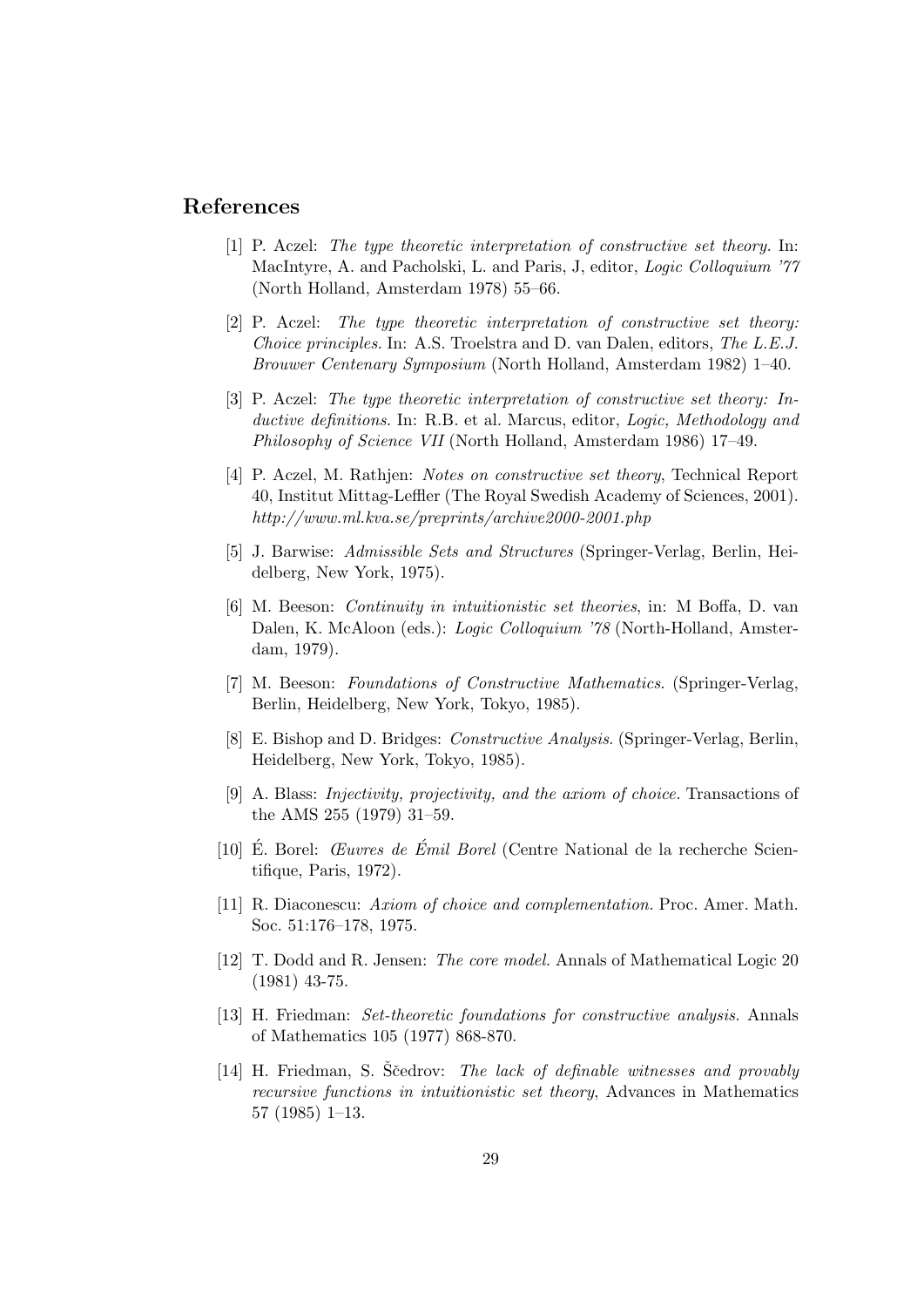## References

[1] P. Aczel: *The type theoretic interpretation of constructive set theory.* In: MacIntyre, A. and Pacholski, L. and Paris, J, editor, *Logic Colloquium '77* (North Holland, Amsterdam 1978) 55–66.

[2] P. Aczel: *The type theoretic interpretation of constructive set theory: Choice principles.* In: A.S. Troelstra and D. van Dalen, editors, *The L.E.J. Brouwer Centenary Symposium* (North Holland, Amsterdam 1982) 1–40.

[3] P. Aczel: *The type theoretic interpretation of constructive set theory: Inductive definitions.* In: R.B. et al. Marcus, editor, *Logic, Methodology and Philosophy of Science VII* (North Holland, Amsterdam 1986) 17–49.

[4] P. Aczel, M. Rathjen: *Notes on constructive set theory*, Technical Report 40, Institut Mittag-Leffler (The Royal Swedish Academy of Sciences, 2001). *http://www.ml.kva.se/preprints/archive2000-2001.php*

[5] J. Barwise: *Admissible Sets and Structures* (Springer-Verlag, Berlin, Heidelberg, New York, 1975).

[6] M. Beeson: *Continuity in intuitionistic set theories*, in: M Boffa, D. van Dalen, K. McAloon (eds.): *Logic Colloquium '78* (North-Holland, Amsterdam, 1979).

[7] M. Beeson: *Foundations of Constructive Mathematics*. (Springer-Verlag, Berlin, Heidelberg, New York, Tokyo, 1985).

[8] E. Bishop and D. Bridges: *Constructive Analysis*. (Springer-Verlag, Berlin, Heidelberg, New York, Tokyo, 1985).

[9] A. Blass: *Injectivity, projectivity, and the axiom of choice.* Transactions of the AMS 255 (1979) 31–59.

[10] É. Borel: *Œuvres de Émil Borel* (Centre National de la recherche Scientifique, Paris, 1972).

[11] R. Diaconescu: *Axiom of choice and complementation.* Proc. Amer. Math. Soc. 51:176–178, 1975.

[12] T. Dodd and R. Jensen: *The core model.* Annals of Mathematical Logic 20 (1981) 43-75.

[13] H. Friedman: *Set-theoretic foundations for constructive analysis.* Annals of Mathematics 105 (1977) 868-870.

[14] H. Friedman, S. Ščedrov: *The lack of definable witnesses and provably recursive functions in intuitionistic set theory*, Advances in Mathematics 57 (1985) 1–13.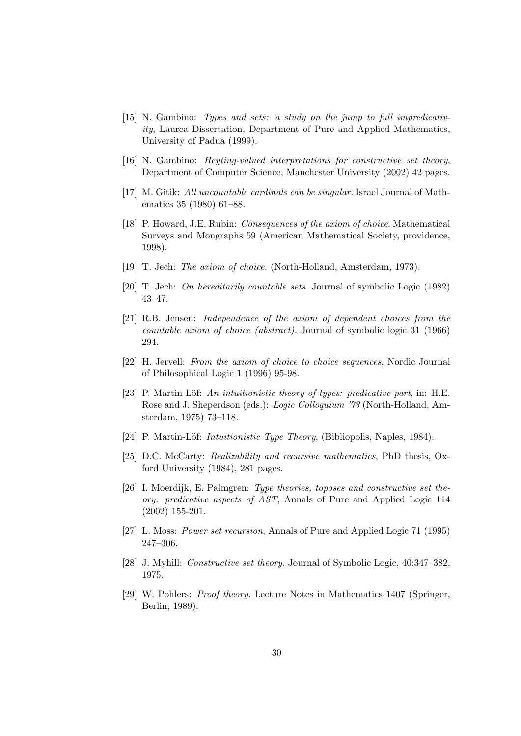[15] N. Gambino: *Types and sets: a study on the jump to full impredicativity*, Laurea Dissertation, Department of Pure and Applied Mathematics, University of Padua (1999).

[16] N. Gambino: *Heyting-valued interpretations for constructive set theory*, Department of Computer Science, Manchester University (2002) 42 pages.

[17] M. Gitik: *All uncountable cardinals can be singular.* Israel Journal of Mathematics 35 (1980) 61–88.

[18] P. Howard, J.E. Rubin: *Consequences of the axiom of choice.* Mathematical Surveys and Mongraphs 59 (American Mathematical Society, providence, 1998).

[19] T. Jech: *The axiom of choice.* (North-Holland, Amsterdam, 1973).

[20] T. Jech: *On hereditarily countable sets.* Journal of symbolic Logic (1982) 43–47.

[21] R.B. Jensen: *Independence of the axiom of dependent choices from the countable axiom of choice (abstract).* Journal of symbolic logic 31 (1966) 294.

[22] H. Jervell: *From the axiom of choice to choice sequences*, Nordic Journal of Philosophical Logic 1 (1996) 95-98.

[23] P. Martin-Löf: *An intuitionistic theory of types: predicative part*, in: H.E. Rose and J. Sheperdson (eds.): *Logic Colloquium '73* (North-Holland, Amsterdam, 1975) 73–118.

[24] P. Martin-Löf: *Intuitionistic Type Theory*, (Bibliopolis, Naples, 1984).

[25] D.C. McCarty: *Realizability and recursive mathematics*, PhD thesis, Oxford University (1984), 281 pages.

[26] I. Moerdijk, E. Palmgren: *Type theories, toposes and constructive set theory: predicative aspects of AST*, Annals of Pure and Applied Logic 114 (2002) 155-201.

[27] L. Moss: *Power set recursion*, Annals of Pure and Applied Logic 71 (1995) 247–306.

[28] J. Myhill: *Constructive set theory.* Journal of Symbolic Logic, 40:347–382, 1975.

[29] W. Pohlers: *Proof theory.* Lecture Notes in Mathematics 1407 (Springer, Berlin, 1989).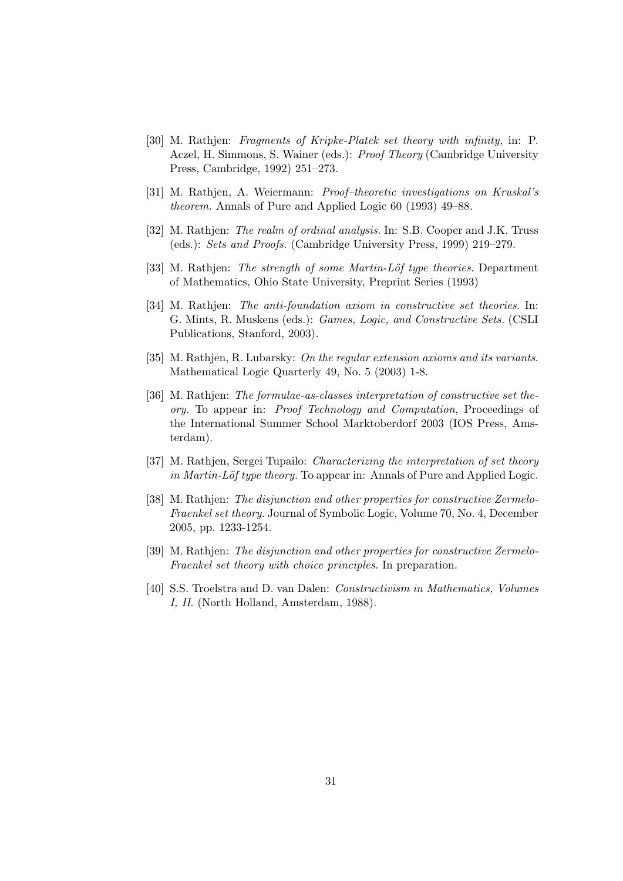[30] M. Rathjen: *Fragments of Kripke-Platek set theory with infinity,* in: P. Aczel, H. Simmons, S. Wainer (eds.): *Proof Theory* (Cambridge University Press, Cambridge, 1992) 251–273.

[31] M. Rathjen, A. Weiermann: *Proof–theoretic investigations on Kruskal's theorem.* Annals of Pure and Applied Logic 60 (1993) 49–88.

[32] M. Rathjen: *The realm of ordinal analysis.* In: S.B. Cooper and J.K. Truss (eds.): *Sets and Proofs.* (Cambridge University Press, 1999) 219–279.

[33] M. Rathjen: *The strength of some Martin-Löf type theories.* Department of Mathematics, Ohio State University, Preprint Series (1993)

[34] M. Rathjen: *The anti-foundation axiom in constructive set theories.* In: G. Mints, R. Muskens (eds.): *Games, Logic, and Constructive Sets.* (CSLI Publications, Stanford, 2003).

[35] M. Rathjen, R. Lubarsky: *On the regular extension axioms and its variants.* Mathematical Logic Quarterly 49, No. 5 (2003) 1-8.

[36] M. Rathjen: *The formulae-as-classes interpretation of constructive set theory.* To appear in: *Proof Technology and Computation*, Proceedings of the International Summer School Marktoberdorf 2003 (IOS Press, Amsterdam).

[37] M. Rathjen, Sergei Tupailo: *Characterizing the interpretation of set theory in Martin-Löf type theory.* To appear in: Annals of Pure and Applied Logic.

[38] M. Rathjen: *The disjunction and other properties for constructive Zermelo-Fraenkel set theory.* Journal of Symbolic Logic, Volume 70, No. 4, December 2005, pp. 1233-1254.

[39] M. Rathjen: *The disjunction and other properties for constructive Zermelo-Fraenkel set theory with choice principles.* In preparation.

[40] S.S. Troelstra and D. van Dalen: *Constructivism in Mathematics, Volumes I, II.* (North Holland, Amsterdam, 1988).